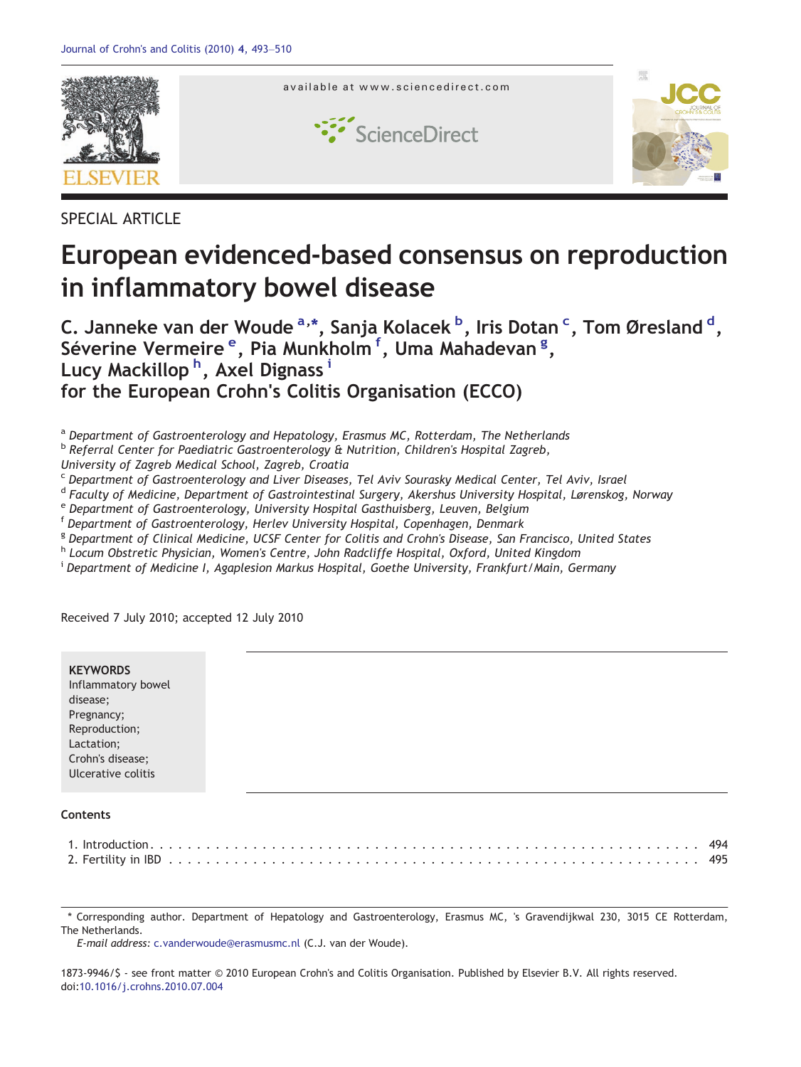SPECIAL ARTICLE

# European evidenced-based consensus on reproduction in inflammatory bowel disease

**C. Janneke van der Woude [a,*], Sanja Kolacek [b], Iris Dotan [c], Tom Øresland [d], Séverine Vermeire [e], Pia Munkholm [f], Uma Mahadevan [g], Lucy Mackillop [h], Axel Dignass [i]**
**for the European Crohn's Colitis Organisation (ECCO)**

[a] *Department of Gastroenterology and Hepatology, Erasmus MC, Rotterdam, The Netherlands*
[b] *Referral Center for Paediatric Gastroenterology & Nutrition, Children's Hospital Zagreb, University of Zagreb Medical School, Zagreb, Croatia*
[c] *Department of Gastroenterology and Liver Diseases, Tel Aviv Sourasky Medical Center, Tel Aviv, Israel*
[d] *Faculty of Medicine, Department of Gastrointestinal Surgery, Akershus University Hospital, Lørenskog, Norway*
[e] *Department of Gastroenterology, University Hospital Gasthuisberg, Leuven, Belgium*
[f] *Department of Gastroenterology, Herlev University Hospital, Copenhagen, Denmark*
[g] *Department of Clinical Medicine, UCSF Center for Colitis and Crohn's Disease, San Francisco, United States*
[h] *Locum Obstretic Physician, Women's Centre, John Radcliffe Hospital, Oxford, United Kingdom*
[i] *Department of Medicine I, Agaplesion Markus Hospital, Goethe University, Frankfurt/Main, Germany*

Received 7 July 2010; accepted 12 July 2010

**KEYWORDS**
Inflammatory bowel disease;
Pregnancy;
Reproduction;
Lactation;
Crohn's disease;
Ulcerative colitis

**Contents**

1. Introduction . . . 494
2. Fertility in IBD . . . 495

\* Corresponding author. Department of Hepatology and Gastroenterology, Erasmus MC, 's Gravendijkwal 230, 3015 CE Rotterdam, The Netherlands.
*E-mail address:* c.vanderwoude@erasmusmc.nl (C.J. van der Woude).

1873-9946/$ - see front matter © 2010 European Crohn's and Colitis Organisation. Published by Elsevier B.V. All rights reserved.
doi:10.1016/j.crohns.2010.07.004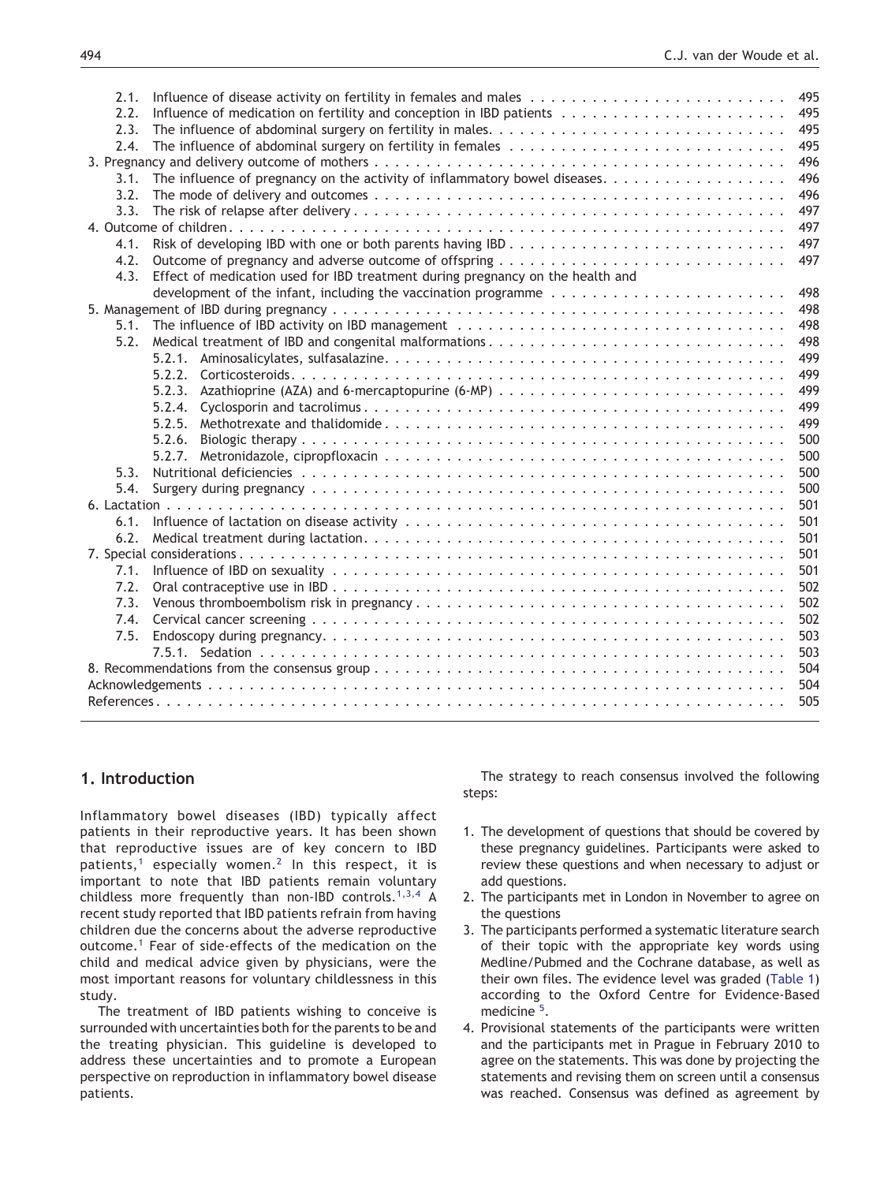2.1. Influence of disease activity on fertility in females and males . . . . . . . . . . . . . . . . . . . . . . . . . 495
2.2. Influence of medication on fertility and conception in IBD patients . . . . . . . . . . . . . . . . . . . . . . . 495
2.3. The influence of abdominal surgery on fertility in males. . . . . . . . . . . . . . . . . . . . . . . . . . . . . 495
2.4. The influence of abdominal surgery on fertility in females . . . . . . . . . . . . . . . . . . . . . . . . . . . 495
3. Pregnancy and delivery outcome of mothers . . . . . . . . . . . . . . . . . . . . . . . . . . . . . . . . . . . . . 496
3.1. The influence of pregnancy on the activity of inflammatory bowel diseases. . . . . . . . . . . . . . . . . . . 496
3.2. The mode of delivery and outcomes . . . . . . . . . . . . . . . . . . . . . . . . . . . . . . . . . . . . . . . 496
3.3. The risk of relapse after delivery . . . . . . . . . . . . . . . . . . . . . . . . . . . . . . . . . . . . . . . . . 497
4. Outcome of children . . . . . . . . . . . . . . . . . . . . . . . . . . . . . . . . . . . . . . . . . . . . . . . . . 497
4.1. Risk of developing IBD with one or both parents having IBD . . . . . . . . . . . . . . . . . . . . . . . . . . 497
4.2. Outcome of pregnancy and adverse outcome of offspring . . . . . . . . . . . . . . . . . . . . . . . . . . . . 497
4.3. Effect of medication used for IBD treatment during pregnancy on the health and development of the infant, including the vaccination programme . . . . . . . . . . . . . . . . . . . . . . . 498
5. Management of IBD during pregnancy . . . . . . . . . . . . . . . . . . . . . . . . . . . . . . . . . . . . . . . . 498
5.1. The influence of IBD activity on IBD management . . . . . . . . . . . . . . . . . . . . . . . . . . . . . . . 498
5.2. Medical treatment of IBD and congenital malformations . . . . . . . . . . . . . . . . . . . . . . . . . . . . 498
5.2.1. Aminosalicylates, sulfasalazine. . . . . . . . . . . . . . . . . . . . . . . . . . . . . . . . . . . . . . 499
5.2.2. Corticosteroids. . . . . . . . . . . . . . . . . . . . . . . . . . . . . . . . . . . . . . . . . . . . . . 499
5.2.3. Azathioprine (AZA) and 6-mercaptopurine (6-MP) . . . . . . . . . . . . . . . . . . . . . . . . . . . 499
5.2.4. Cyclosporin and tacrolimus . . . . . . . . . . . . . . . . . . . . . . . . . . . . . . . . . . . . . . . 499
5.2.5. Methotrexate and thalidomide . . . . . . . . . . . . . . . . . . . . . . . . . . . . . . . . . . . . . 499
5.2.6. Biologic therapy . . . . . . . . . . . . . . . . . . . . . . . . . . . . . . . . . . . . . . . . . . . . . 500
5.2.7. Metronidazole, cipropfloxacin . . . . . . . . . . . . . . . . . . . . . . . . . . . . . . . . . . . . . 500
5.3. Nutritional deficiencies . . . . . . . . . . . . . . . . . . . . . . . . . . . . . . . . . . . . . . . . . . . . . 500
5.4. Surgery during pregnancy . . . . . . . . . . . . . . . . . . . . . . . . . . . . . . . . . . . . . . . . . . . . 500
6. Lactation . . . . . . . . . . . . . . . . . . . . . . . . . . . . . . . . . . . . . . . . . . . . . . . . . . . . . . . 501
6.1. Influence of lactation on disease activity . . . . . . . . . . . . . . . . . . . . . . . . . . . . . . . . . . . . 501
6.2. Medical treatment during lactation. . . . . . . . . . . . . . . . . . . . . . . . . . . . . . . . . . . . . . . . 501
7. Special considerations . . . . . . . . . . . . . . . . . . . . . . . . . . . . . . . . . . . . . . . . . . . . . . . . 501
7.1. Influence of IBD on sexuality . . . . . . . . . . . . . . . . . . . . . . . . . . . . . . . . . . . . . . . . . . 501
7.2. Oral contraceptive use in IBD . . . . . . . . . . . . . . . . . . . . . . . . . . . . . . . . . . . . . . . . . . 502
7.3. Venous thromboembolism risk in pregnancy . . . . . . . . . . . . . . . . . . . . . . . . . . . . . . . . . . . 502
7.4. Cervical cancer screening . . . . . . . . . . . . . . . . . . . . . . . . . . . . . . . . . . . . . . . . . . . . 502
7.5. Endoscopy during pregnancy. . . . . . . . . . . . . . . . . . . . . . . . . . . . . . . . . . . . . . . . . . . 503
7.5.1. Sedation . . . . . . . . . . . . . . . . . . . . . . . . . . . . . . . . . . . . . . . . . . . . . . . . 503
8. Recommendations from the consensus group . . . . . . . . . . . . . . . . . . . . . . . . . . . . . . . . . . . . 504
Acknowledgements . . . . . . . . . . . . . . . . . . . . . . . . . . . . . . . . . . . . . . . . . . . . . . . . . . 504
References . . . . . . . . . . . . . . . . . . . . . . . . . . . . . . . . . . . . . . . . . . . . . . . . . . . . . . 505

## 1. Introduction

Inflammatory bowel diseases (IBD) typically affect patients in their reproductive years. It has been shown that reproductive issues are of key concern to IBD patients,[1] especially women.[2] In this respect, it is important to note that IBD patients remain voluntary childless more frequently than non-IBD controls.[1,3,4] A recent study reported that IBD patients refrain from having children due the concerns about the adverse reproductive outcome.[1] Fear of side-effects of the medication on the child and medical advice given by physicians, were the most important reasons for voluntary childlessness in this study.

The treatment of IBD patients wishing to conceive is surrounded with uncertainties both for the parents to be and the treating physician. This guideline is developed to address these uncertainties and to promote a European perspective on reproduction in inflammatory bowel disease patients.

The strategy to reach consensus involved the following steps:

1. The development of questions that should be covered by these pregnancy guidelines. Participants were asked to review these questions and when necessary to adjust or add questions.
2. The participants met in London in November to agree on the questions
3. The participants performed a systematic literature search of their topic with the appropriate key words using Medline/Pubmed and the Cochrane database, as well as their own files. The evidence level was graded (Table 1) according to the Oxford Centre for Evidence-Based medicine [5].
4. Provisional statements of the participants were written and the participants met in Prague in February 2010 to agree on the statements. This was done by projecting the statements and revising them on screen until a consensus was reached. Consensus was defined as agreement by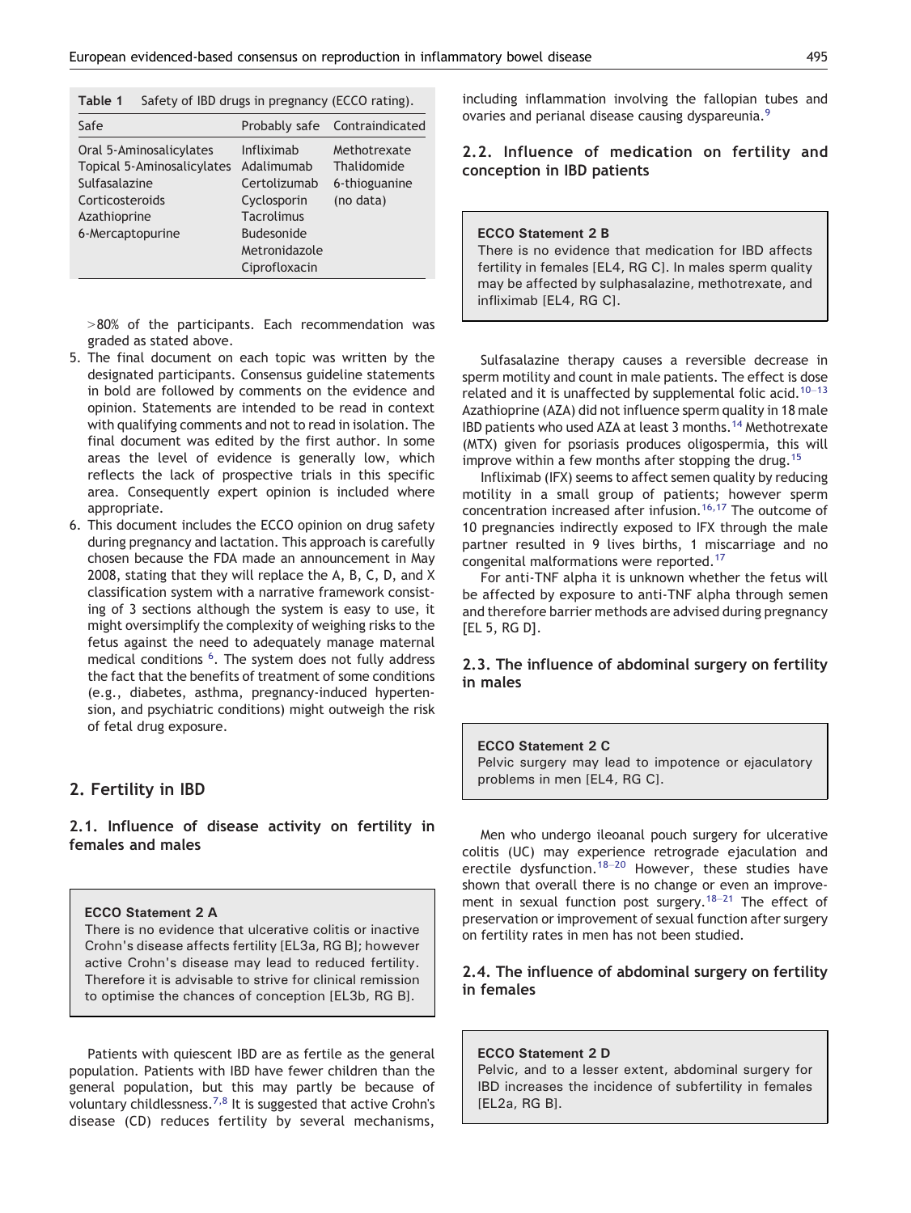Table 1 Safety of IBD drugs in pregnancy (ECCO rating).

| Safe | Probably safe | Contraindicated |
|---|---|---|
| Oral 5-Aminosalicylates | Infliximab | Methotrexate |
| Topical 5-Aminosalicylates | Adalimumab | Thalidomide |
| Sulfasalazine | Certolizumab | 6-thioguanine (no data) |
| Corticosteroids | Cyclosporin | |
| Azathioprine | Tacrolimus | |
| 6-Mercaptopurine | Budesonide | |
| | Metronidazole | |
| | Ciprofloxacin | |

>80% of the participants. Each recommendation was graded as stated above.

5. The final document on each topic was written by the designated participants. Consensus guideline statements in bold are followed by comments on the evidence and opinion. Statements are intended to be read in context with qualifying comments and not to read in isolation. The final document was edited by the first author. In some areas the level of evidence is generally low, which reflects the lack of prospective trials in this specific area. Consequently expert opinion is included where appropriate.
6. This document includes the ECCO opinion on drug safety during pregnancy and lactation. This approach is carefully chosen because the FDA made an announcement in May 2008, stating that they will replace the A, B, C, D, and X classification system with a narrative framework consisting of 3 sections although the system is easy to use, it might oversimplify the complexity of weighing risks to the fetus against the need to adequately manage maternal medical conditions [6]. The system does not fully address the fact that the benefits of treatment of some conditions (e.g., diabetes, asthma, pregnancy-induced hypertension, and psychiatric conditions) might outweigh the risk of fetal drug exposure.

## 2. Fertility in IBD

### 2.1. Influence of disease activity on fertility in females and males

**ECCO Statement 2 A**
There is no evidence that ulcerative colitis or inactive Crohn's disease affects fertility [EL3a, RG B]; however active Crohn's disease may lead to reduced fertility. Therefore it is advisable to strive for clinical remission to optimise the chances of conception [EL3b, RG B].

Patients with quiescent IBD are as fertile as the general population. Patients with IBD have fewer children than the general population, but this may partly be because of voluntary childlessness.[7,8] It is suggested that active Crohn's disease (CD) reduces fertility by several mechanisms, including inflammation involving the fallopian tubes and ovaries and perianal disease causing dyspareunia.[9]

### 2.2. Influence of medication on fertility and conception in IBD patients

**ECCO Statement 2 B**
There is no evidence that medication for IBD affects fertility in females [EL4, RG C]. In males sperm quality may be affected by sulphasalazine, methotrexate, and infliximab [EL4, RG C].

Sulfasalazine therapy causes a reversible decrease in sperm motility and count in male patients. The effect is dose related and it is unaffected by supplemental folic acid.[10–13] Azathioprine (AZA) did not influence sperm quality in 18 male IBD patients who used AZA at least 3 months.[14] Methotrexate (MTX) given for psoriasis produces oligospermia, this will improve within a few months after stopping the drug.[15]

Infliximab (IFX) seems to affect semen quality by reducing motility in a small group of patients; however sperm concentration increased after infusion.[16,17] The outcome of 10 pregnancies indirectly exposed to IFX through the male partner resulted in 9 lives births, 1 miscarriage and no congenital malformations were reported.[17]

For anti-TNF alpha it is unknown whether the fetus will be affected by exposure to anti-TNF alpha through semen and therefore barrier methods are advised during pregnancy [EL 5, RG D].

### 2.3. The influence of abdominal surgery on fertility in males

**ECCO Statement 2 C**
Pelvic surgery may lead to impotence or ejaculatory problems in men [EL4, RG C].

Men who undergo ileoanal pouch surgery for ulcerative colitis (UC) may experience retrograde ejaculation and erectile dysfunction.[18–20] However, these studies have shown that overall there is no change or even an improvement in sexual function post surgery.[18–21] The effect of preservation or improvement of sexual function after surgery on fertility rates in men has not been studied.

### 2.4. The influence of abdominal surgery on fertility in females

**ECCO Statement 2 D**
Pelvic, and to a lesser extent, abdominal surgery for IBD increases the incidence of subfertility in females [EL2a, RG B].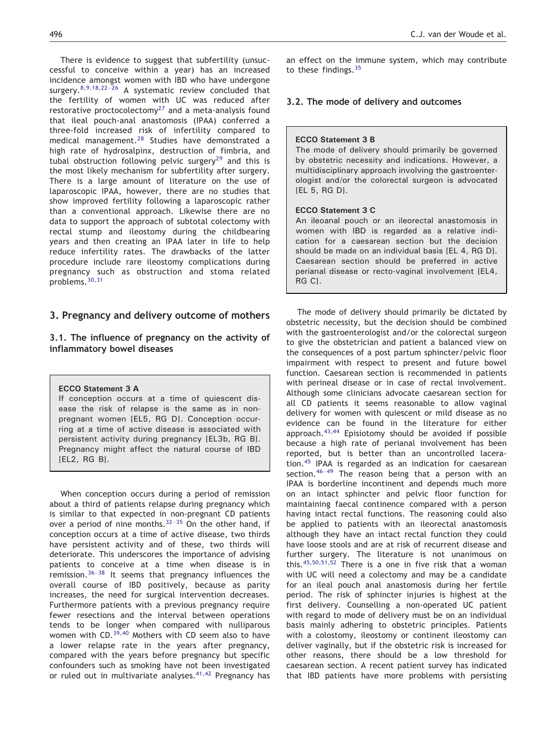There is evidence to suggest that subfertility (unsuccessful to conceive within a year) has an increased incidence amongst women with IBD who have undergone surgery.[8,9,18,22–26] A systematic review concluded that the fertility of women with UC was reduced after restorative proctocolectomy[27] and a meta-analysis found that ileal pouch-anal anastomosis (IPAA) conferred a three-fold increased risk of infertility compared to medical management.[28] Studies have demonstrated a high rate of hydrosalpinx, destruction of fimbria, and tubal obstruction following pelvic surgery[29] and this is the most likely mechanism for subfertility after surgery. There is a large amount of literature on the use of laparoscopic IPAA, however, there are no studies that show improved fertility following a laparoscopic rather than a conventional approach. Likewise there are no data to support the approach of subtotal colectomy with rectal stump and ileostomy during the childbearing years and then creating an IPAA later in life to help reduce infertility rates. The drawbacks of the latter procedure include rare ileostomy complications during pregnancy such as obstruction and stoma related problems.[30,31]

## 3. Pregnancy and delivery outcome of mothers

### 3.1. The influence of pregnancy on the activity of inflammatory bowel diseases

> **ECCO Statement 3 A**
> If conception occurs at a time of quiescent disease the risk of relapse is the same as in non-pregnant women [EL5, RG D]. Conception occurring at a time of active disease is associated with persistent activity during pregnancy [EL3b, RG B]. Pregnancy might affect the natural course of IBD [EL2, RG B].

When conception occurs during a period of remission about a third of patients relapse during pregnancy which is similar to that expected in non-pregnant CD patients over a period of nine months.[32–35] On the other hand, if conception occurs at a time of active disease, two thirds have persistent activity and of these, two thirds will deteriorate. This underscores the importance of advising patients to conceive at a time when disease is in remission.[36–38] It seems that pregnancy influences the overall course of IBD positively, because as parity increases, the need for surgical intervention decreases. Furthermore patients with a previous pregnancy require fewer resections and the interval between operations tends to be longer when compared with nulliparous women with CD.[39,40] Mothers with CD seem also to have a lower relapse rate in the years after pregnancy, compared with the years before pregnancy but specific confounders such as smoking have not been investigated or ruled out in multivariate analyses.[41,42] Pregnancy has an effect on the immune system, which may contribute to these findings.[35]

### 3.2. The mode of delivery and outcomes

> **ECCO Statement 3 B**
> The mode of delivery should primarily be governed by obstetric necessity and indications. However, a multidisciplinary approach involving the gastroenterologist and/or the colorectal surgeon is advocated [EL 5, RG D].
>
> **ECCO Statement 3 C**
> An ileoanal pouch or an ileorectal anastomosis in women with IBD is regarded as a relative indication for a caesarean section but the decision should be made on an individual basis [EL 4, RG D]. Caesarean section should be preferred in active perianal disease or recto-vaginal involvement [EL4, RG C].

The mode of delivery should primarily be dictated by obstetric necessity, but the decision should be combined with the gastroenterologist and/or the colorectal surgeon to give the obstetrician and patient a balanced view on the consequences of a post partum sphincter/pelvic floor impairment with respect to present and future bowel function. Caesarean section is recommended in patients with perineal disease or in case of rectal involvement. Although some clinicians advocate caesarean section for all CD patients it seems reasonable to allow vaginal delivery for women with quiescent or mild disease as no evidence can be found in the literature for either approach.[43,44] Episiotomy should be avoided if possible because a high rate of perianal involvement has been reported, but is better than an uncontrolled laceration.[45] IPAA is regarded as an indication for caesarean section.[46–49] The reason being that a person with an IPAA is borderline incontinent and depends much more on an intact sphincter and pelvic floor function for maintaining faecal continence compared with a person having intact rectal functions. The reasoning could also be applied to patients with an ileorectal anastomosis although they have an intact rectal function they could have loose stools and are at risk of recurrent disease and further surgery. The literature is not unanimous on this.[45,50,51,52] There is a one in five risk that a woman with UC will need a colectomy and may be a candidate for an ileal pouch anal anastomosis during her fertile period. The risk of sphincter injuries is highest at the first delivery. Counselling a non-operated UC patient with regard to mode of delivery must be on an individual basis mainly adhering to obstetric principles. Patients with a colostomy, ileostomy or continent ileostomy can deliver vaginally, but if the obstetric risk is increased for other reasons, there should be a low threshold for caesarean section. A recent patient survey has indicated that IBD patients have more problems with persisting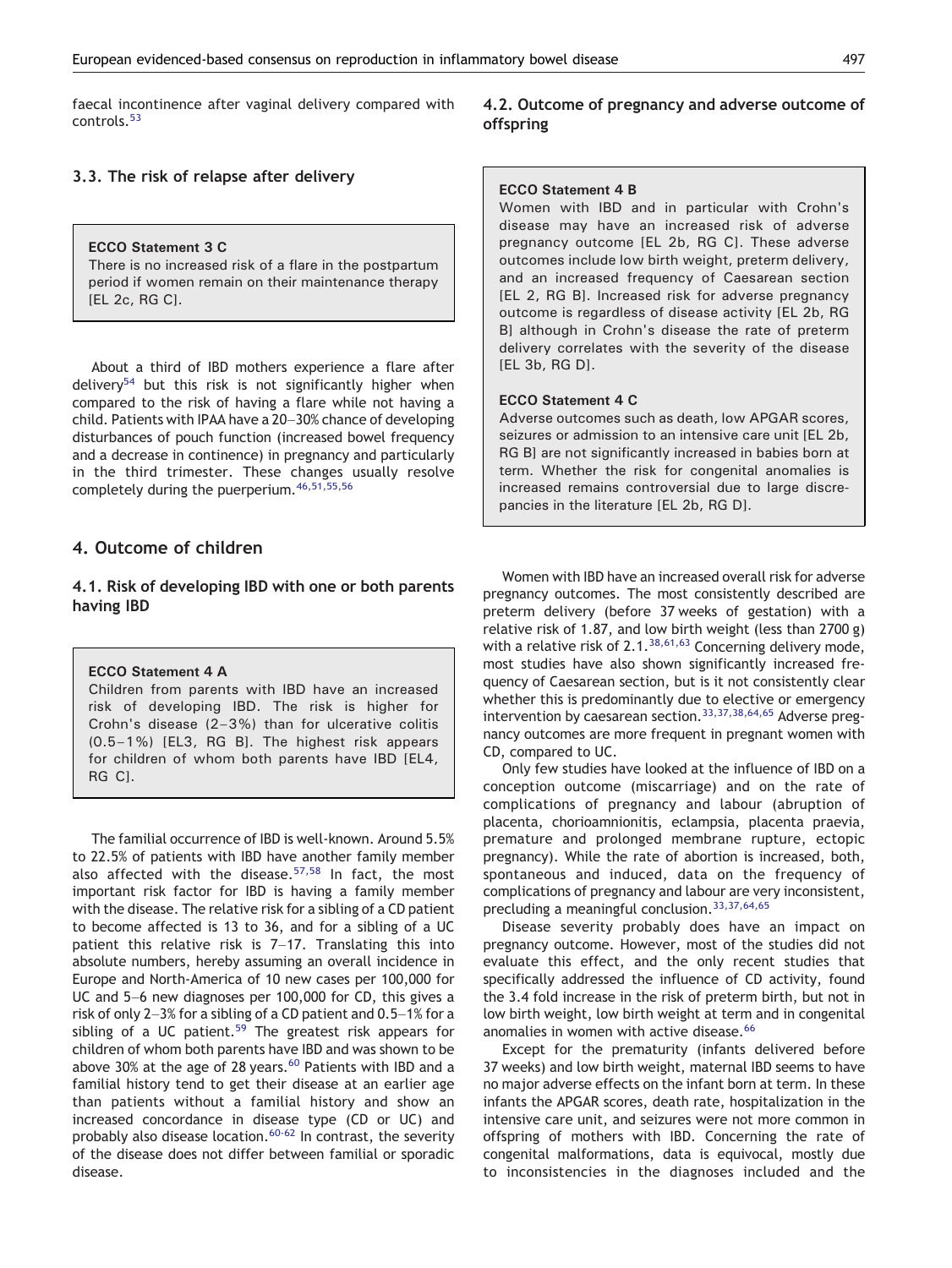faecal incontinence after vaginal delivery compared with controls.[53]

### 3.3. The risk of relapse after delivery

> **ECCO Statement 3 C**
> There is no increased risk of a flare in the postpartum period if women remain on their maintenance therapy [EL 2c, RG C].

About a third of IBD mothers experience a flare after delivery[54] but this risk is not significantly higher when compared to the risk of having a flare while not having a child. Patients with IPAA have a 20–30% chance of developing disturbances of pouch function (increased bowel frequency and a decrease in continence) in pregnancy and particularly in the third trimester. These changes usually resolve completely during the puerperium.[46,51,55,56]

## 4. Outcome of children

### 4.1. Risk of developing IBD with one or both parents having IBD

> **ECCO Statement 4 A**
> Children from parents with IBD have an increased risk of developing IBD. The risk is higher for Crohn's disease (2–3%) than for ulcerative colitis (0.5–1%) [EL3, RG B]. The highest risk appears for children of whom both parents have IBD [EL4, RG C].

The familial occurrence of IBD is well-known. Around 5.5% to 22.5% of patients with IBD have another family member also affected with the disease.[57,58] In fact, the most important risk factor for IBD is having a family member with the disease. The relative risk for a sibling of a CD patient to become affected is 13 to 36, and for a sibling of a UC patient this relative risk is 7–17. Translating this into absolute numbers, hereby assuming an overall incidence in Europe and North-America of 10 new cases per 100,000 for UC and 5–6 new diagnoses per 100,000 for CD, this gives a risk of only 2–3% for a sibling of a CD patient and 0.5–1% for a sibling of a UC patient.[59] The greatest risk appears for children of whom both parents have IBD and was shown to be above 30% at the age of 28 years.[60] Patients with IBD and a familial history tend to get their disease at an earlier age than patients without a familial history and show an increased concordance in disease type (CD or UC) and probably also disease location.[60-62] In contrast, the severity of the disease does not differ between familial or sporadic disease.

### 4.2. Outcome of pregnancy and adverse outcome of offspring

> **ECCO Statement 4 B**
> Women with IBD and in particular with Crohn's disease may have an increased risk of adverse pregnancy outcome [EL 2b, RG C]. These adverse outcomes include low birth weight, preterm delivery, and an increased frequency of Caesarean section [EL 2, RG B]. Increased risk for adverse pregnancy outcome is regardless of disease activity [EL 2b, RG B] although in Crohn's disease the rate of preterm delivery correlates with the severity of the disease [EL 3b, RG D].
>
> **ECCO Statement 4 C**
> Adverse outcomes such as death, low APGAR scores, seizures or admission to an intensive care unit [EL 2b, RG B] are not significantly increased in babies born at term. Whether the risk for congenital anomalies is increased remains controversial due to large discrepancies in the literature [EL 2b, RG D].

Women with IBD have an increased overall risk for adverse pregnancy outcome. The most consistently described are preterm delivery (before 37 weeks of gestation) with a relative risk of 1.87, and low birth weight (less than 2700 g) with a relative risk of 2.1.[38,61,63] Concerning delivery mode, most studies have also shown significantly increased frequency of Caesarean section, but is it not consistently clear whether this is predominantly due to elective or emergency intervention by caesarean section.[33,37,38,64,65] Adverse pregnancy outcomes are more frequent in pregnant women with CD, compared to UC.

Only few studies have looked at the influence of IBD on a conception outcome (miscarriage) and on the rate of complications of pregnancy and labour (abruption of placenta, chorioamnionitis, eclampsia, placenta praevia, premature and prolonged membrane rupture, ectopic pregnancy). While the rate of abortion is increased, both, spontaneous and induced, data on the frequency of complications of pregnancy and labour are very inconsistent, precluding a meaningful conclusion.[33,37,64,65]

Disease severity probably does have an impact on pregnancy outcome. However, most of the studies did not evaluate this effect, and the only recent studies that specifically addressed the influence of CD activity, found the 3.4 fold increase in the risk of preterm birth, but not in low birth weight, low birth weight at term and in congenital anomalies in women with active disease.[66]

Except for the prematurity (infants delivered before 37 weeks) and low birth weight, maternal IBD seems to have no major adverse effects on the infant born at term. In these infants the APGAR scores, death rate, hospitalization in the intensive care unit, and seizures were not more common in offspring of mothers with IBD. Concerning the rate of congenital malformations, data is equivocal, mostly due to inconsistencies in the diagnoses included and the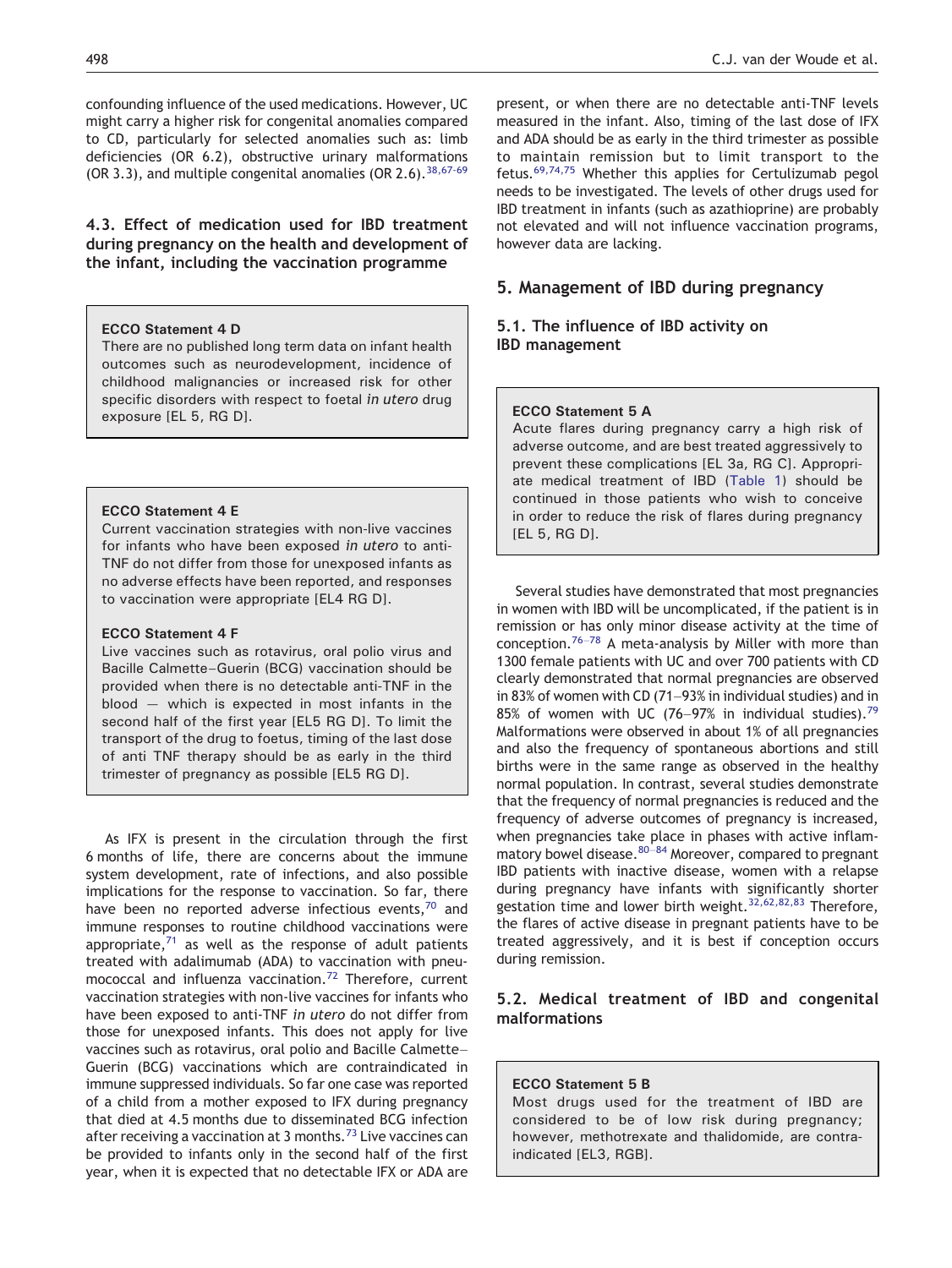confounding influence of the used medications. However, UC might carry a higher risk for congenital anomalies compared to CD, particularly for selected anomalies such as: limb deficiencies (OR 6.2), obstructive urinary malformations (OR 3.3), and multiple congenital anomalies (OR 2.6).[38,67–69]

### 4.3. Effect of medication used for IBD treatment during pregnancy on the health and development of the infant, including the vaccination programme

> **ECCO Statement 4 D**
> There are no published long term data on infant health outcomes such as neurodevelopment, incidence of childhood malignancies or increased risk for other specific disorders with respect to foetal *in utero* drug exposure [EL 5, RG D].

> **ECCO Statement 4 E**
> Current vaccination strategies with non-live vaccines for infants who have been exposed *in utero* to anti-TNF do not differ from those for unexposed infants as no adverse effects have been reported, and responses to vaccination were appropriate [EL4 RG D].
>
> **ECCO Statement 4 F**
> Live vaccines such as rotavirus, oral polio virus and Bacille Calmette–Guerin (BCG) vaccination should be provided when there is no detectable anti-TNF in the blood — which is expected in most infants in the second half of the first year [EL5 RG D]. To limit the transport of the drug to foetus, timing of the last dose of anti TNF therapy should be as early in the third trimester of pregnancy as possible [EL5 RG D].

As IFX is present in the circulation through the first 6 months of life, there are concerns about the immune system development, rate of infections, and also possible implications for the response to vaccination. So far, there have been no reported adverse infectious events,[70] and immune responses to routine childhood vaccinations were appropriate,[71] as well as the response of adult patients treated with adalimumab (ADA) to vaccination with pneumococcal and influenza vaccination.[72] Therefore, current vaccination strategies with non-live vaccines for infants who have been exposed to anti-TNF *in utero* do not differ from those for unexposed infants. This does not apply for live vaccines such as rotavirus, oral polio and Bacille Calmette–Guerin (BCG) vaccinations which are contraindicated in immune suppressed individuals. So far one case was reported of a child from a mother exposed to IFX during pregnancy that died at 4.5 months due to disseminated BCG infection after receiving a vaccination at 3 months.[73] Live vaccines can be provided to infants only in the second half of the first year, when it is expected that no detectable IFX or ADA are present, or when there are no detectable anti-TNF levels measured in the infant. Also, timing of the last dose of IFX and ADA should be as early in the third trimester as possible to maintain remission but to limit transport to the fetus.[69,74,75] Whether this applies for Certulizumab pegol needs to be investigated. The levels of other drugs used for IBD treatment in infants (such as azathioprine) are probably not elevated and will not influence vaccination programs, however data are lacking.

## 5. Management of IBD during pregnancy

### 5.1. The influence of IBD activity on IBD management

> **ECCO Statement 5 A**
> Acute flares during pregnancy carry a high risk of adverse outcome, and are best treated aggressively to prevent these complications [EL 3a, RG C]. Appropriate medical treatment of IBD (Table 1) should be continued in those patients who wish to conceive in order to reduce the risk of flares during pregnancy [EL 5, RG D].

Several studies have demonstrated that most pregnancies in women with IBD will be uncomplicated, if the patient is in remission or has only minor disease activity at the time of conception.[76–78] A meta-analysis by Miller with more than 1300 female patients with UC and over 700 patients with CD clearly demonstrated that normal pregnancies are observed in 83% of women with CD (71–93% in individual studies) and in 85% of women with UC (76–97% in individual studies).[79] Malformations were observed in about 1% of all pregnancies and also the frequency of spontaneous abortions and still births were in the same range as observed in the healthy normal population. In contrast, several studies demonstrate that the frequency of normal pregnancies is reduced and the frequency of adverse outcomes of pregnancy is increased, when pregnancies take place in phases with active inflammatory bowel disease.[80–84] Moreover, compared to pregnant IBD patients with inactive disease, women with a relapse during pregnancy have infants with significantly shorter gestation time and lower birth weight.[32,62,82,83] Therefore, the flares of active disease in pregnant patients have to be treated aggressively, and it is best if conception occurs during remission.

### 5.2. Medical treatment of IBD and congenital malformations

> **ECCO Statement 5 B**
> Most drugs used for the treatment of IBD are considered to be of low risk during pregnancy; however, methotrexate and thalidomide, are contraindicated [EL3, RGB].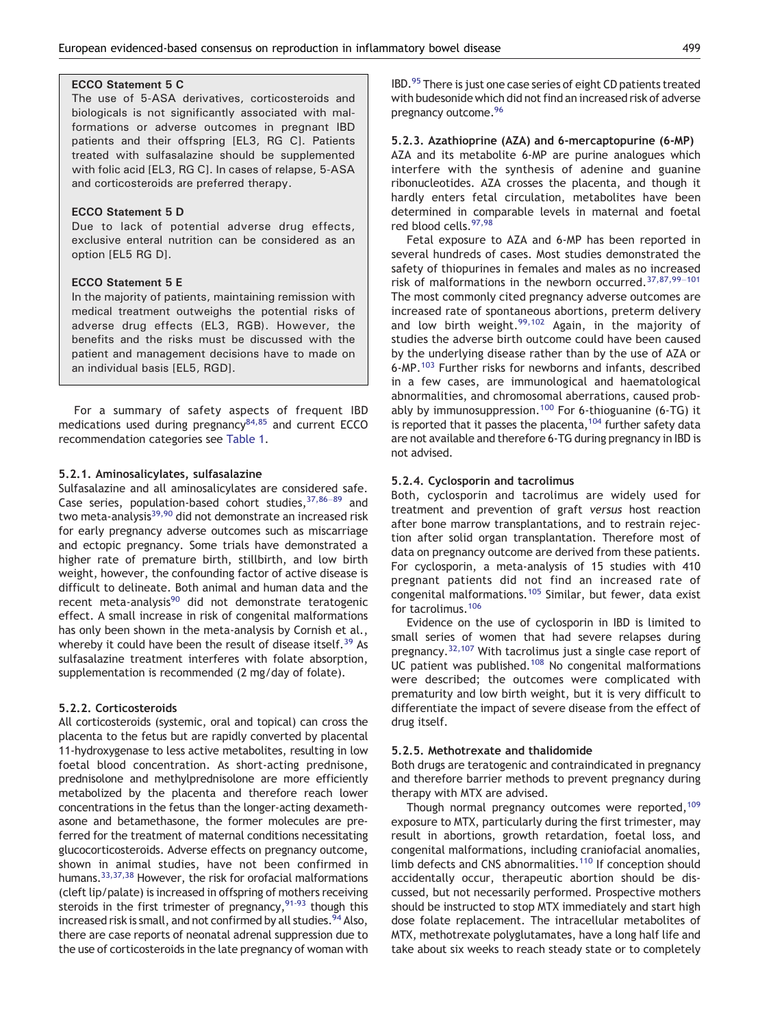**ECCO Statement 5 C**

The use of 5-ASA derivatives, corticosteroids and biologicals is not significantly associated with malformations or adverse outcomes in pregnant IBD patients and their offspring [EL3, RG C]. Patients treated with sulfasalazine should be supplemented with folic acid [EL3, RG C]. In cases of relapse, 5-ASA and corticosteroids are preferred therapy.

**ECCO Statement 5 D**

Due to lack of potential adverse drug effects, exclusive enteral nutrition can be considered as an option [EL5 RG D].

**ECCO Statement 5 E**

In the majority of patients, maintaining remission with medical treatment outweighs the potential risks of adverse drug effects (EL3, RGB). However, the benefits and the risks must be discussed with the patient and management decisions have to made on an individual basis [EL5, RGD].

For a summary of safety aspects of frequent IBD medications used during pregnancy[84,85] and current ECCO recommendation categories see Table 1.

#### 5.2.1. Aminosalicylates, sulfasalazine

Sulfasalazine and all aminosalicylates are considered safe. Case series, population-based cohort studies,[37,86–89] and two meta-analysis[39,90] did not demonstrate an increased risk for early pregnancy adverse outcomes such as miscarriage and ectopic pregnancy. Some trials have demonstrated a higher rate of premature birth, stillbirth, and low birth weight, however, the confounding factor of active disease is difficult to delineate. Both animal and human data and the recent meta-analysis[90] did not demonstrate teratogenic effect. A small increase in risk of congenital malformations has only been shown in the meta-analysis by Cornish et al., whereby it could have been the result of disease itself.[39] As sulfasalazine treatment interferes with folate absorption, supplementation is recommended (2 mg/day of folate).

#### 5.2.2. Corticosteroids

All corticosteroids (systemic, oral and topical) can cross the placenta to the fetus but are rapidly converted by placental 11-hydroxygenase to less active metabolites, resulting in low foetal blood concentration. As short-acting prednisone, prednisolone and methylprednisolone are more efficiently metabolized by the placenta and therefore reach lower concentrations in the fetus than the longer-acting dexamethasone and betamethasone, the former molecules are preferred for the treatment of maternal conditions necessitating glucocorticosteroids. Adverse effects on pregnancy outcome, shown in animal studies, have not been confirmed in humans.[33,37,38] However, the risk for orofacial malformations (cleft lip/palate) is increased in offspring of mothers receiving steroids in the first trimester of pregnancy,[91-93] though this increased risk is small, and not confirmed by all studies.[94] Also, there are case reports of neonatal adrenal suppression due to the use of corticosteroids in the late pregnancy of woman with IBD.[95] There is just one case series of eight CD patients treated with budesonide which did not find an increased risk of adverse pregnancy outcome.[96]

#### 5.2.3. Azathioprine (AZA) and 6-mercaptopurine (6-MP)

AZA and its metabolite 6-MP are purine analogues which interfere with the synthesis of adenine and guanine ribonucleotides. AZA crosses the placenta, and though it hardly enters fetal circulation, metabolites have been determined in comparable levels in maternal and foetal red blood cells.[97,98]

Fetal exposure to AZA and 6-MP has been reported in several hundreds of cases. Most studies demonstrated the safety of thiopurines in females and males as no increased risk of malformations in the newborn occurred.[37,87,99–101] The most commonly cited pregnancy adverse outcomes are increased rate of spontaneous abortions, preterm delivery and low birth weight.[99,102] Again, in the majority of studies the adverse birth outcome could have been caused by the underlying disease rather than by the use of AZA or 6-MP.[103] Further risks for newborns and infants, described in a few cases, are immunological and haematological abnormalities, and chromosomal aberrations, caused probably by immunosuppression.[100] For 6-thioguanine (6-TG) it is reported that it passes the placenta,[104] further safety data are not available and therefore 6-TG during pregnancy in IBD is not advised.

#### 5.2.4. Cyclosporin and tacrolimus

Both, cyclosporin and tacrolimus are widely used for treatment and prevention of graft *versus* host reaction after bone marrow transplantations, and to restrain rejection after solid organ transplantation. Therefore most of data on pregnancy outcome are derived from these patients. For cyclosporin, a meta-analysis of 15 studies with 410 pregnant patients did not find an increased rate of congenital malformations.[105] Similar, but fewer, data exist for tacrolimus.[106]

Evidence on the use of cyclosporin in IBD is limited to small series of women that had severe relapses during pregnancy.[32,107] With tacrolimus just a single case report of UC patient was published.[108] No congenital malformations were described; the outcomes were complicated with prematurity and low birth weight, but it is very difficult to differentiate the impact of severe disease from the effect of drug itself.

#### 5.2.5. Methotrexate and thalidomide

Both drugs are teratogenic and contraindicated in pregnancy and therefore barrier methods to prevent pregnancy during therapy with MTX are advised.

Though normal pregnancy outcomes were reported,[109] exposure to MTX, particularly during the first trimester, may result in abortions, growth retardation, foetal loss, and congenital malformations, including craniofacial anomalies, limb defects and CNS abnormalities.[110] If conception should accidentally occur, therapeutic abortion should be discussed, but not necessarily performed. Prospective mothers should be instructed to stop MTX immediately and start high dose folate replacement. The intracellular metabolites of MTX, methotrexate polyglutamates, have a long half life and take about six weeks to reach steady state or to completely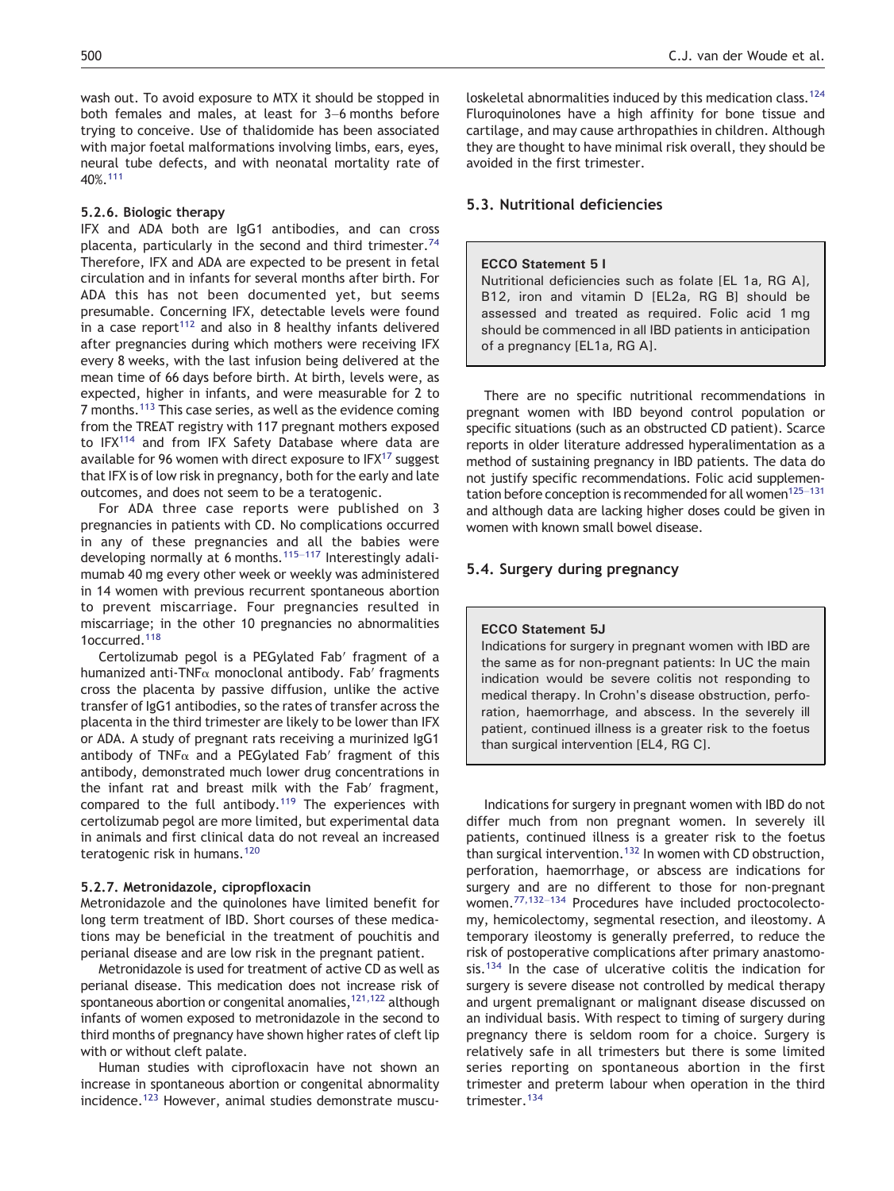wash out. To avoid exposure to MTX it should be stopped in both females and males, at least for 3–6 months before trying to conceive. Use of thalidomide has been associated with major foetal malformations involving limbs, ears, eyes, neural tube defects, and with neonatal mortality rate of 40%.[111]

#### 5.2.6. Biologic therapy

IFX and ADA both are IgG1 antibodies, and can cross placenta, particularly in the second and third trimester.[74] Therefore, IFX and ADA are expected to be present in fetal circulation and in infants for several months after birth. For ADA this has not been documented yet, but seems presumable. Concerning IFX, detectable levels were found in a case report[112] and also in 8 healthy infants delivered after pregnancies during which mothers were receiving IFX every 8 weeks, with the last infusion being delivered at the mean time of 66 days before birth. At birth, levels were, as expected, higher in infants, and were measurable for 2 to 7 months.[113] This case series, as well as the evidence coming from the TREAT registry with 117 pregnant mothers exposed to IFX[114] and from IFX Safety Database where data are available for 96 women with direct exposure to IFX[17] suggest that IFX is of low risk in pregnancy, both for the early and late outcomes, and does not seem to be a teratogenic.

For ADA three case reports were published on 3 pregnancies in patients with CD. No complications occurred in any of these pregnancies and all the babies were developing normally at 6 months.[115–117] Interestingly adalimumab 40 mg every other week or weekly was administered in 14 women with previous recurrent spontaneous abortion to prevent miscarriage. Four pregnancies resulted in miscarriage; in the other 10 pregnancies no abnormalities 1occurred.[118]

Certolizumab pegol is a PEGylated Fab′ fragment of a humanized anti-TNFα monoclonal antibody. Fab′ fragments cross the placenta by passive diffusion, unlike the active transfer of IgG1 antibodies, so the rates of transfer across the placenta in the third trimester are likely to be lower than IFX or ADA. A study of pregnant rats receiving a murinized IgG1 antibody of TNFα and a PEGylated Fab′ fragment of this antibody, demonstrated much lower drug concentrations in the infant rat and breast milk with the Fab′ fragment, compared to the full antibody.[119] The experiences with certolizumab pegol are more limited, but experimental data in animals and first clinical data do not reveal an increased teratogenic risk in humans.[120]

#### 5.2.7. Metronidazole, cipropfloxacin

Metronidazole and the quinolones have limited benefit for long term treatment of IBD. Short courses of these medications may be beneficial in the treatment of pouchitis and perianal disease and are low risk in the pregnant patient.

Metronidazole is used for treatment of active CD as well as perianal disease. This medication does not increase risk of spontaneous abortion or congenital anomalies,[121,122] although infants of women exposed to metronidazole in the second to third months of pregnancy have shown higher rates of cleft lip with or without cleft palate.

Human studies with ciprofloxacin have not shown an increase in spontaneous abortion or congenital abnormality incidence.[123] However, animal studies demonstrate musculoskeletal abnormalities induced by this medication class.[124] Fluroquinolones have a high affinity for bone tissue and cartilage, and may cause arthropathies in children. Although they are thought to have minimal risk overall, they should be avoided in the first trimester.

### 5.3. Nutritional deficiencies

> **ECCO Statement 5 I**
> Nutritional deficiencies such as folate [EL 1a, RG A], B12, iron and vitamin D [EL2a, RG B] should be assessed and treated as required. Folic acid 1 mg should be commenced in all IBD patients in anticipation of a pregnancy [EL1a, RG A].

There are no specific nutritional recommendations in pregnant women with IBD beyond control population or specific situations (such as an obstructed CD patient). Scarce reports in older literature addressed hyperalimentation as a method of sustaining pregnancy in IBD patients. The data do not justify specific recommendations. Folic acid supplementation before conception is recommended for all women[125–131] and although data are lacking higher doses could be given in women with known small bowel disease.

### 5.4. Surgery during pregnancy

> **ECCO Statement 5J**
> Indications for surgery in pregnant women with IBD are the same as for non-pregnant patients: In UC the main indication would be severe colitis not responding to medical therapy. In Crohn's disease obstruction, perforation, haemorrhage, and abscess. In the severely ill patient, continued illness is a greater risk to the foetus than surgical intervention [EL4, RG C].

Indications for surgery in pregnant women with IBD do not differ much from non pregnant women. In severely ill patients, continued illness is a greater risk to the foetus than surgical intervention.[132] In women with CD obstruction, perforation, haemorrhage, or abscess are indications for surgery and are no different to those for non-pregnant women.[77,132–134] Procedures have included proctocolectomy, hemicolectomy, segmental resection, and ileostomy. A temporary ileostomy is generally preferred, to reduce the risk of postoperative complications after primary anastomosis.[134] In the case of ulcerative colitis the indication for surgery is severe disease not controlled by medical therapy and urgent premalignant or malignant disease discussed on an individual basis. With respect to timing of surgery during pregnancy there is seldom room for a choice. Surgery is relatively safe in all trimesters but there is some limited series reporting on spontaneous abortion in the first trimester and preterm labour when operation in the third trimester.[134]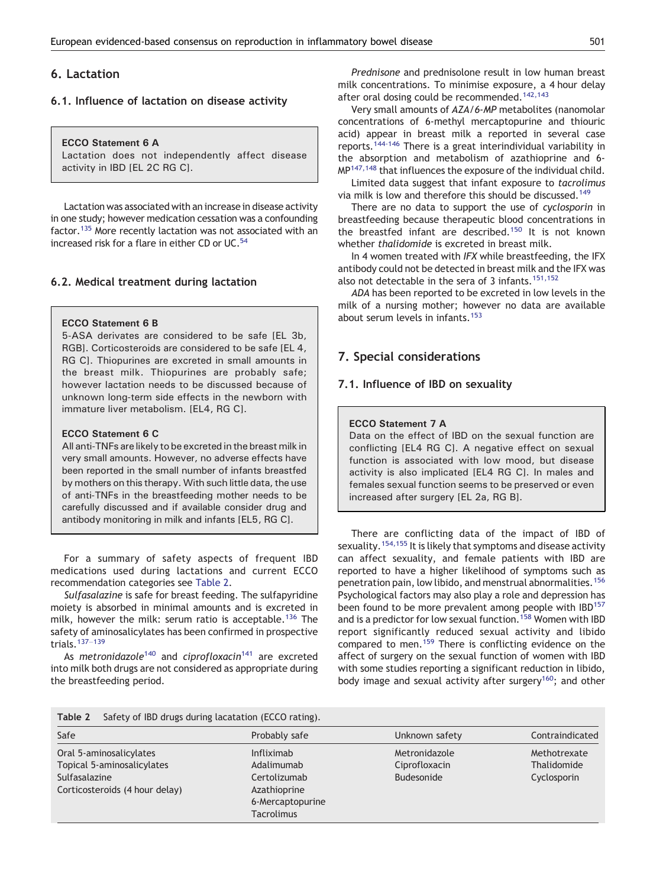## 6. Lactation

### 6.1. Influence of lactation on disease activity

> **ECCO Statement 6 A**
> Lactation does not independently affect disease activity in IBD [EL 2C RG C].

Lactation was associated with an increase in disease activity in one study; however medication cessation was a confounding factor.[135] More recently lactation was not associated with an increased risk for a flare in either CD or UC.[54]

### 6.2. Medical treatment during lactation

> **ECCO Statement 6 B**
> 5-ASA derivates are considered to be safe [EL 3b, RGB]. Corticosteroids are considered to be safe [EL 4, RG C]. Thiopurines are excreted in small amounts in the breast milk. Thiopurines are probably safe; however lactation needs to be discussed because of unknown long-term side effects in the newborn with immature liver metabolism. [EL4, RG C].
>
> **ECCO Statement 6 C**
> All anti-TNFs are likely to be excreted in the breast milk in very small amounts. However, no adverse effects have been reported in the small number of infants breastfed by mothers on this therapy. With such little data, the use of anti-TNFs in the breastfeeding mother needs to be carefully discussed and if available consider drug and antibody monitoring in milk and infants [EL5, RG C].

For a summary of safety aspects of frequent IBD medications used during lactations and current ECCO recommendation categories see Table 2.

*Sulfasalazine* is safe for breast feeding. The sulfapyridine moiety is absorbed in minimal amounts and is excreted in milk, however the milk: serum ratio is acceptable.[136] The safety of aminosalicylates has been confirmed in prospective trials.[137–139]

As *metronidazole*[140] and *ciprofloxacin*[141] are excreted into milk both drugs are not considered as appropriate during the breastfeeding period.

*Prednisone* and prednisolone result in low human breast milk concentrations. To minimise exposure, a 4 hour delay after oral dosing could be recommended.[142,143]

Very small amounts of *AZA/6-MP* metabolites (nanomolar concentrations of 6-methyl mercaptopurine and thiouric acid) appear in breast milk a reported in several case reports.[144-146] There is a great interindividual variability in the absorption and metabolism of azathioprine and 6-MP[147,148] that influences the exposure of the individual child.

Limited data suggest that infant exposure to *tacrolimus* via milk is low and therefore this should be discussed.[149]

There are no data to support the use of *cyclosporin* in breastfeeding because therapeutic blood concentrations in the breastfed infant are described.[150] It is not known whether *thalidomide* is excreted in breast milk.

In 4 women treated with *IFX* while breastfeeding, the IFX antibody could not be detected in breast milk and the IFX was also not detectable in the sera of 3 infants.[151,152]

*ADA* has been reported to be excreted in low levels in the milk of a nursing mother; however no data are available about serum levels in infants.[153]

## 7. Special considerations

### 7.1. Influence of IBD on sexuality

> **ECCO Statement 7 A**
> Data on the effect of IBD on the sexual function are conflicting [EL4 RG C]. A negative effect on sexual function is associated with low mood, but disease activity is also implicated [EL4 RG C]. In males and females sexual function seems to be preserved or even increased after surgery [EL 2a, RG B].

There are conflicting data of the impact of IBD of sexuality.[154,155] It is likely that symptoms and disease activity can affect sexuality, and female patients with IBD are reported to have a higher likelihood of symptoms such as penetration pain, low libido, and menstrual abnormalities.[156] Psychological factors may also play a role and depression has been found to be more prevalent among people with IBD[157] and is a predictor for low sexual function.[158] Women with IBD report significantly reduced sexual activity and libido compared to men.[159] There is conflicting evidence on the affect of surgery on the sexual function of women with IBD with some studies reporting a significant reduction in libido, body image and sexual activity after surgery[160]; and other

**Table 2** Safety of IBD drugs during lacatation (ECCO rating).

| Safe | Probably safe | Unknown safety | Contraindicated |
|---|---|---|---|
| Oral 5-aminosalicylates | Infliximab | Metronidazole | Methotrexate |
| Topical 5-aminosalicylates | Adalimumab | Ciprofloxacin | Thalidomide |
| Sulfasalazine | Certolizumab | Budesonide | Cyclosporin |
| Corticosteroids (4 hour delay) | Azathioprine | | |
| | 6-Mercaptopurine | | |
| | Tacrolimus | | |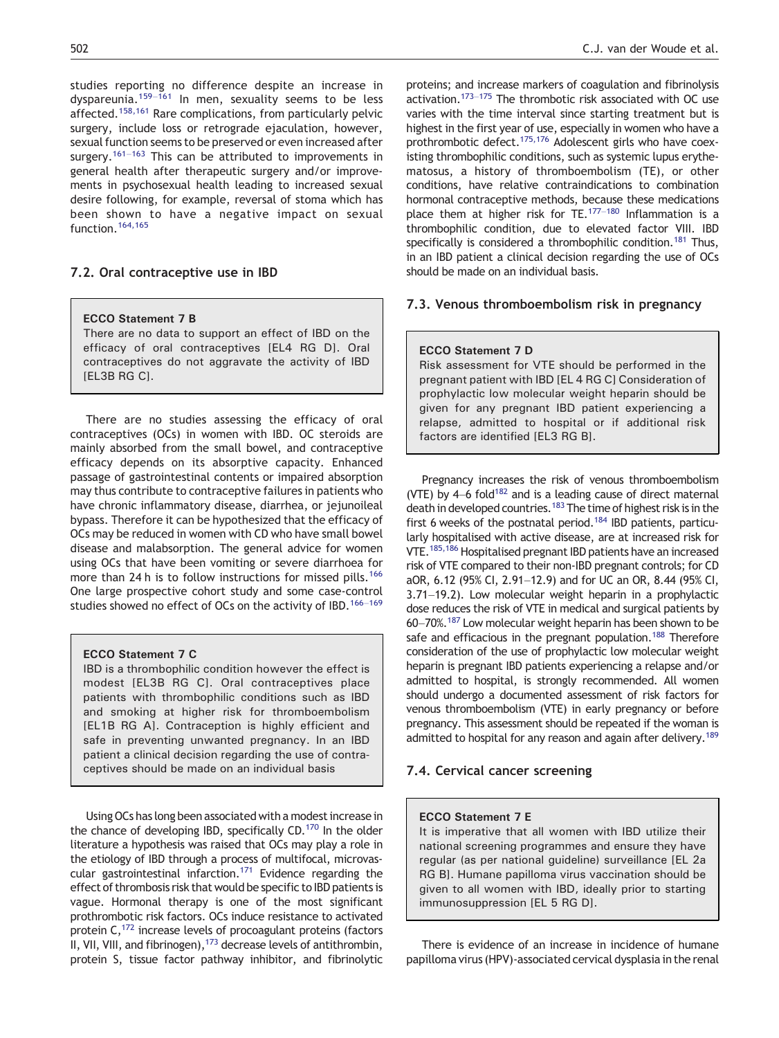studies reporting no difference despite an increase in dyspareunia.[159–161] In men, sexuality seems to be less affected.[158,161] Rare complications, from particularly pelvic surgery, include loss or retrograde ejaculation, however, sexual function seems to be preserved or even increased after surgery.[161–163] This can be attributed to improvements in general health after therapeutic surgery and/or improvements in psychosexual health leading to increased sexual desire following, for example, reversal of stoma which has been shown to have a negative impact on sexual function.[164,165]

### 7.2. Oral contraceptive use in IBD

> **ECCO Statement 7 B**
> There are no data to support an effect of IBD on the efficacy of oral contraceptives [EL4 RG D]. Oral contraceptives do not aggravate the activity of IBD [EL3B RG C].

There are no studies assessing the efficacy of oral contraceptives (OCs) in women with IBD. OC steroids are mainly absorbed from the small bowel, and contraceptive efficacy depends on its absorptive capacity. Enhanced passage of gastrointestinal contents or impaired absorption may thus contribute to contraceptive failures in patients who have chronic inflammatory disease, diarrhea, or jejunoileal bypass. Therefore it can be hypothesized that the efficacy of OCs may be reduced in women with CD who have small bowel disease and malabsorption. The general advice for women using OCs that have been vomiting or severe diarrhoea for more than 24 h is to follow instructions for missed pills.[166] One large prospective cohort study and some case-control studies showed no effect of OCs on the activity of IBD.[166–169]

> **ECCO Statement 7 C**
> IBD is a thrombophilic condition however the effect is modest [EL3B RG C]. Oral contraceptives place patients with thrombophilic conditions such as IBD and smoking at higher risk for thromboembolism [EL1B RG A]. Contraception is highly efficient and safe in preventing unwanted pregnancy. In an IBD patient a clinical decision regarding the use of contraceptives should be made on an individual basis

Using OCs has long been associated with a modest increase in the chance of developing IBD, specifically CD.[170] In the older literature a hypothesis was raised that OCs may play a role in the etiology of IBD through a process of multifocal, microvascular gastrointestinal infarction.[171] Evidence regarding the effect of thrombosis risk that would be specific to IBD patients is vague. Hormonal therapy is one of the most significant prothrombotic risk factors. OCs induce resistance to activated protein C,[172] increase levels of procoagulant proteins (factors II, VII, VIII, and fibrinogen),[173] decrease levels of antithrombin, protein S, tissue factor pathway inhibitor, and fibrinolytic proteins; and increase markers of coagulation and fibrinolysis activation.[173–175] The thrombotic risk associated with OC use varies with the time interval since starting treatment but is highest in the first year of use, especially in women who have a prothrombotic defect.[175,176] Adolescent girls who have coexisting thrombophilic conditions, such as systemic lupus erythematosus, a history of thromboembolism (TE), or other conditions, have relative contraindications to combination hormonal contraceptive methods, because these medications place them at higher risk for TE.[177–180] Inflammation is a thrombophilic condition, due to elevated factor VIII. IBD specifically is considered a thrombophilic condition.[181] Thus, in an IBD patient a clinical decision regarding the use of OCs should be made on an individual basis.

### 7.3. Venous thromboembolism risk in pregnancy

> **ECCO Statement 7 D**
> Risk assessment for VTE should be performed in the pregnant patient with IBD [EL 4 RG C] Consideration of prophylactic low molecular weight heparin should be given for any pregnant IBD patient experiencing a relapse, admitted to hospital or if additional risk factors are identified [EL3 RG B].

Pregnancy increases the risk of venous thromboembolism (VTE) by 4–6 fold[182] and is a leading cause of direct maternal death in developed countries.[183] The time of highest risk is in the first 6 weeks of the postnatal period.[184] IBD patients, particularly hospitalised with active disease, are at increased risk for VTE.[185,186] Hospitalised pregnant IBD patients have an increased risk of VTE compared to their non-IBD pregnant controls; for CD aOR, 6.12 (95% CI, 2.91–12.9) and for UC an OR, 8.44 (95% CI, 3.71–19.2). Low molecular weight heparin in a prophylactic dose reduces the risk of VTE in medical and surgical patients by 60–70%.[187] Low molecular weight heparin has been shown to be safe and efficacious in the pregnant population.[188] Therefore consideration of the use of prophylactic low molecular weight heparin is pregnant IBD patients experiencing a relapse and/or admitted to hospital, is strongly recommended. All women should undergo a documented assessment of risk factors for venous thromboembolism (VTE) in early pregnancy or before pregnancy. This assessment should be repeated if the woman is admitted to hospital for any reason and again after delivery.[189]

### 7.4. Cervical cancer screening

> **ECCO Statement 7 E**
> It is imperative that all women with IBD utilize their national screening programmes and ensure they have regular (as per national guideline) surveillance [EL 2a RG B]. Humane papilloma virus vaccination should be given to all women with IBD, ideally prior to starting immunosuppression [EL 5 RG D].

There is evidence of an increase in incidence of humane papilloma virus (HPV)-associated cervical dysplasia in the renal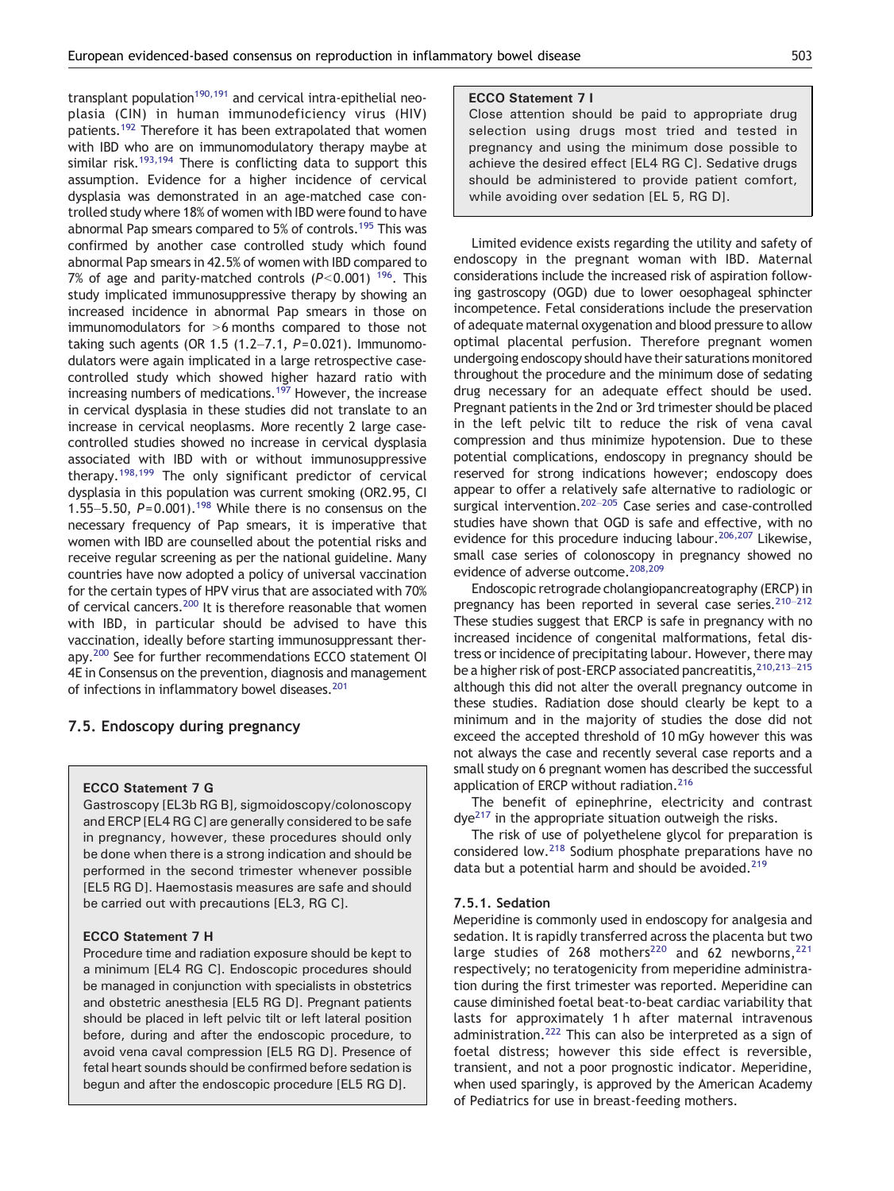transplant population[190,191] and cervical intra-epithelial neoplasia (CIN) in human immunodeficiency virus (HIV) patients.[192] Therefore it has been extrapolated that women with IBD who are on immunomodulatory therapy maybe at similar risk.[193,194] There is conflicting data to support this assumption. Evidence for a higher incidence of cervical dysplasia was demonstrated in an age-matched case controlled study where 18% of women with IBD were found to have abnormal Pap smears compared to 5% of controls.[195] This was confirmed by another case controlled study which found abnormal Pap smears in 42.5% of women with IBD compared to 7% of age and parity-matched controls ($P<0.001$) [196]. This study implicated immunosuppressive therapy by showing an increased incidence in abnormal Pap smears in those on immunomodulators for >6 months compared to those not taking such agents (OR 1.5 (1.2–7.1, $P=0.021$). Immunomodulators were again implicated in a large retrospective case-controlled study which showed higher hazard ratio with increasing numbers of medications.[197] However, the increase in cervical dysplasia in these studies did not translate to an increase in cervical neoplasms. More recently 2 large case-controlled studies showed no increase in cervical dysplasia associated with IBD with or without immunosuppressive therapy.[198,199] The only significant predictor of cervical dysplasia in this population was current smoking (OR2.95, CI 1.55–5.50, $P=0.001$).[198] While there is no consensus on the necessary frequency of Pap smears, it is imperative that women with IBD are counselled about the potential risks and receive regular screening as per the national guideline. Many countries have now adopted a policy of universal vaccination for the certain types of HPV virus that are associated with 70% of cervical cancers.[200] It is therefore reasonable that women with IBD, in particular should be advised to have this vaccination, ideally before starting immunosuppressant therapy.[200] See for further recommendations ECCO statement OI 4E in Consensus on the prevention, diagnosis and management of infections in inflammatory bowel diseases.[201]

## 7.5. Endoscopy during pregnancy

> **ECCO Statement 7 G**
> Gastroscopy [EL3b RG B], sigmoidoscopy/colonoscopy and ERCP [EL4 RG C] are generally considered to be safe in pregnancy, however, these procedures should only be done when there is a strong indication and should be performed in the second trimester whenever possible [EL5 RG D]. Haemostasis measures are safe and should be carried out with precautions [EL3, RG C].
>
> **ECCO Statement 7 H**
> Procedure time and radiation exposure should be kept to a minimum [EL4 RG C]. Endoscopic procedures should be managed in conjunction with specialists in obstetrics and obstetric anesthesia [EL5 RG D]. Pregnant patients should be placed in left pelvic tilt or left lateral position before, during and after the endoscopic procedure, to avoid vena caval compression [EL5 RG D]. Presence of fetal heart sounds should be confirmed before sedation is begun and after the endoscopic procedure [EL5 RG D].

> **ECCO Statement 7 I**
> Close attention should be paid to appropriate drug selection using drugs most tried and tested in pregnancy and using the minimum dose possible to achieve the desired effect [EL4 RG C]. Sedative drugs should be administered to provide patient comfort, while avoiding over sedation [EL 5, RG D].

Limited evidence exists regarding the utility and safety of endoscopy in the pregnant woman with IBD. Maternal considerations include the increased risk of aspiration following gastroscopy (OGD) due to lower oesophageal sphincter incompetence. Fetal considerations include the preservation of adequate maternal oxygenation and blood pressure to allow optimal placental perfusion. Therefore pregnant women undergoing endoscopy should have their saturations monitored throughout the procedure and the minimum dose of sedating drug necessary for an adequate effect should be used. Pregnant patients in the 2nd or 3rd trimester should be placed in the left pelvic tilt to reduce the risk of vena caval compression and thus minimize hypotension. Due to these potential complications, endoscopy in pregnancy should be reserved for strong indications however; endoscopy does appear to offer a relatively safe alternative to radiologic or surgical intervention.[202–205] Case series and case-controlled studies have shown that OGD is safe and effective, with no evidence for this procedure inducing labour.[206,207] Likewise, small case series of colonoscopy in pregnancy showed no evidence of adverse outcome.[208,209]

Endoscopic retrograde cholangiopancreatography (ERCP) in pregnancy has been reported in several case series.[210–212] These studies suggest that ERCP is safe in pregnancy with no increased incidence of congenital malformations, fetal distress or incidence of precipitating labour. However, there may be a higher risk of post-ERCP associated pancreatitis,[210,213–215] although this did not alter the overall pregnancy outcome in these studies. Radiation dose should clearly be kept to a minimum and in the majority of studies the dose did not exceed the accepted threshold of 10 mGy however this was not always the case and recently several case reports and a small study on 6 pregnant women has described the successful application of ERCP without radiation.[216]

The benefit of epinephrine, electricity and contrast dye[217] in the appropriate situation outweigh the risks.

The risk of use of polyethelene glycol for preparation is considered low.[218] Sodium phosphate preparations have no data but a potential harm and should be avoided.[219]

### 7.5.1. Sedation

Meperidine is commonly used in endoscopy for analgesia and sedation. It is rapidly transferred across the placenta but two large studies of 268 mothers[220] and 62 newborns,[221] respectively; no teratogenicity from meperidine administration during the first trimester was reported. Meperidine can cause diminished foetal beat-to-beat cardiac variability that lasts for approximately 1 h after maternal intravenous administration.[222] This can also be interpreted as a sign of foetal distress; however this side effect is reversible, transient, and not a poor prognostic indicator. Meperidine, when used sparingly, is approved by the American Academy of Pediatrics for use in breast-feeding mothers.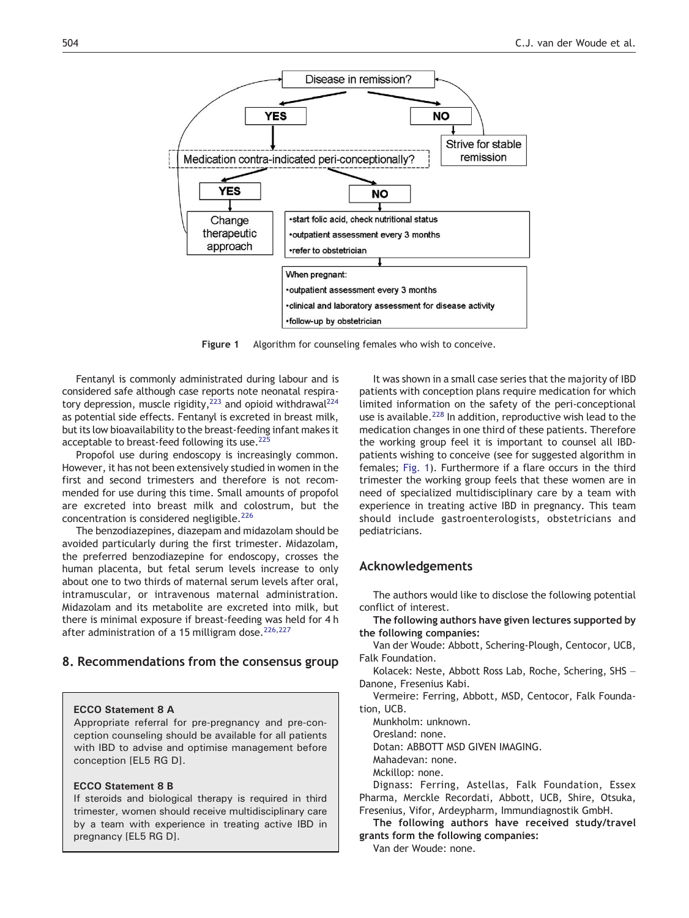Figure 1 Algorithm for counseling females who wish to conceive.

Fentanyl is commonly administrated during labour and is considered safe although case reports note neonatal respiratory depression, muscle rigidity,[223] and opioid withdrawal[224] as potential side effects. Fentanyl is excreted in breast milk, but its low bioavailability to the breast-feeding infant makes it acceptable to breast-feed following its use.[225]

Propofol use during endoscopy is increasingly common. However, it has not been extensively studied in women in the first and second trimesters and therefore is not recommended for use during this time. Small amounts of propofol are excreted into breast milk and colostrum, but the concentration is considered negligible.[226]

The benzodiazepines, diazepam and midazolam should be avoided particularly during the first trimester. Midazolam, the preferred benzodiazepine for endoscopy, crosses the human placenta, but fetal serum levels increase to only about one to two thirds of maternal serum levels after oral, intramuscular, or intravenous maternal administration. Midazolam and its metabolite are excreted into milk, but there is minimal exposure if breast-feeding was held for 4 h after administration of a 15 milligram dose.[226,227]

## 8. Recommendations from the consensus group

**ECCO Statement 8 A**

Appropriate referral for pre-pregnancy and pre-conception counseling should be available for all patients with IBD to advise and optimise management before conception [EL5 RG D].

**ECCO Statement 8 B**

If steroids and biological therapy is required in third trimester, women should receive multidisciplinary care by a team with experience in treating active IBD in pregnancy [EL5 RG D].

It was shown in a small case series that the majority of IBD patients with conception plans require medication for which limited information on the safety of the peri-conceptional use is available.[228] In addition, reproductive wish lead to the medication changes in one third of these patients. Therefore the working group feel it is important to counsel all IBD-patients wishing to conceive (see for suggested algorithm in females; Fig. 1). Furthermore if a flare occurs in the third trimester the working group feels that these women are in need of specialized multidisciplinary care by a team with experience in treating active IBD in pregnancy. This team should include gastroenterologists, obstetricians and pediatricians.

## Acknowledgements

The authors would like to disclose the following potential conflict of interest.

**The following authors have given lectures supported by the following companies:**

Van der Woude: Abbott, Schering-Plough, Centocor, UCB, Falk Foundation.

Kolacek: Neste, Abbott Ross Lab, Roche, Schering, SHS – Danone, Fresenius Kabi.

Vermeire: Ferring, Abbott, MSD, Centocor, Falk Foundation, UCB.

Munkholm: unknown.

Oresland: none.

Dotan: ABBOTT MSD GIVEN IMAGING.

Mahadevan: none.

Mckillop: none.

Dignass: Ferring, Astellas, Falk Foundation, Essex Pharma, Merckle Recordati, Abbott, UCB, Shire, Otsuka, Fresenius, Vifor, Ardeypharm, Immundiagnostik GmbH.

**The following authors have received study/travel grants form the following companies:**

Van der Woude: none.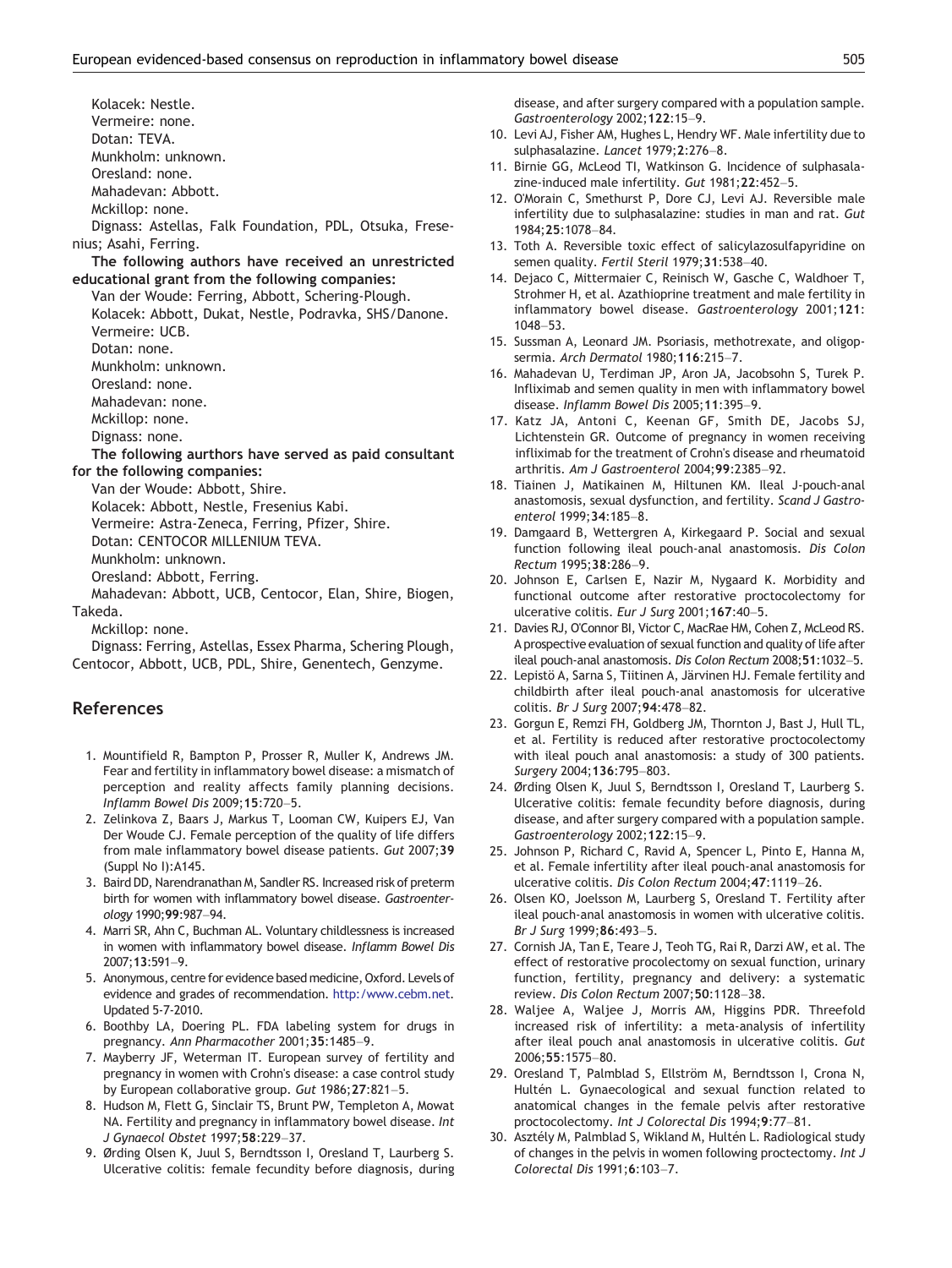Kolacek: Nestle.
Vermeire: none.
Dotan: TEVA.
Munkholm: unknown.
Oresland: none.
Mahadevan: Abbott.
Mckillop: none.
Dignass: Astellas, Falk Foundation, PDL, Otsuka, Fresenius; Asahi, Ferring.

**The following authors have received an unrestricted educational grant from the following companies:**

Van der Woude: Ferring, Abbott, Schering-Plough.
Kolacek: Abbott, Dukat, Nestle, Podravka, SHS/Danone.
Vermeire: UCB.
Dotan: none.
Munkholm: unknown.
Oresland: none.
Mahadevan: none.
Mckillop: none.
Dignass: none.

**The following aurthors have served as paid consultant for the following companies:**

Van der Woude: Abbott, Shire.
Kolacek: Abbott, Nestle, Fresenius Kabi.
Vermeire: Astra-Zeneca, Ferring, Pfizer, Shire.
Dotan: CENTOCOR MILLENIUM TEVA.
Munkholm: unknown.
Oresland: Abbott, Ferring.
Mahadevan: Abbott, UCB, Centocor, Elan, Shire, Biogen, Takeda.
Mckillop: none.
Dignass: Ferring, Astellas, Essex Pharma, Schering Plough, Centocor, Abbott, UCB, PDL, Shire, Genentech, Genzyme.

## References

1. Mountifield R, Bampton P, Prosser R, Muller K, Andrews JM. Fear and fertility in inflammatory bowel disease: a mismatch of perception and reality affects family planning decisions. *Inflamm Bowel Dis* 2009;**15**:720–5.
2. Zelinkova Z, Baars J, Markus T, Looman CW, Kuipers EJ, Van Der Woude CJ. Female perception of the quality of life differs from male inflammatory bowel disease patients. *Gut* 2007;**39** (Suppl No I):A145.
3. Baird DD, Narendranathan M, Sandler RS. Increased risk of preterm birth for women with inflammatory bowel disease. *Gastroenterology* 1990;**99**:987–94.
4. Marri SR, Ahn C, Buchman AL. Voluntary childlessness is increased in women with inflammatory bowel disease. *Inflamm Bowel Dis* 2007;**13**:591–9.
5. Anonymous, centre for evidence based medicine, Oxford. Levels of evidence and grades of recommendation. http:/www.cebm.net. Updated 5-7-2010.
6. Boothby LA, Doering PL. FDA labeling system for drugs in pregnancy. *Ann Pharmacother* 2001;**35**:1485–9.
7. Mayberry JF, Weterman IT. European survey of fertility and pregnancy in women with Crohn's disease: a case control study by European collaborative group. *Gut* 1986;**27**:821–5.
8. Hudson M, Flett G, Sinclair TS, Brunt PW, Templeton A, Mowat NA. Fertility and pregnancy in inflammatory bowel disease. *Int J Gynaecol Obstet* 1997;**58**:229–37.
9. Ørding Olsen K, Juul S, Berndtsson I, Oresland T, Laurberg S. Ulcerative colitis: female fecundity before diagnosis, during disease, and after surgery compared with a population sample. *Gastroenterology* 2002;**122**:15–9.
10. Levi AJ, Fisher AM, Hughes L, Hendry WF. Male infertility due to sulphasalazine. *Lancet* 1979;**2**:276–8.
11. Birnie GG, McLeod TI, Watkinson G. Incidence of sulphasalazine-induced male infertility. *Gut* 1981;**22**:452–5.
12. O'Morain C, Smethurst P, Dore CJ, Levi AJ. Reversible male infertility due to sulphasalazine: studies in man and rat. *Gut* 1984;**25**:1078–84.
13. Toth A. Reversible toxic effect of salicylazosulfapyridine on semen quality. *Fertil Steril* 1979;**31**:538–40.
14. Dejaco C, Mittermaier C, Reinisch W, Gasche C, Waldhoer T, Strohmer H, et al. Azathioprine treatment and male fertility in inflammatory bowel disease. *Gastroenterology* 2001;**121**: 1048–53.
15. Sussman A, Leonard JM. Psoriasis, methotrexate, and oligopsermia. *Arch Dermatol* 1980;**116**:215–7.
16. Mahadevan U, Terdiman JP, Aron JA, Jacobsohn S, Turek P. Infliximab and semen quality in men with inflammatory bowel disease. *Inflamm Bowel Dis* 2005;**11**:395–9.
17. Katz JA, Antoni C, Keenan GF, Smith DE, Jacobs SJ, Lichtenstein GR. Outcome of pregnancy in women receiving infliximab for the treatment of Crohn's disease and rheumatoid arthritis. *Am J Gastroenterol* 2004;**99**:2385–92.
18. Tiainen J, Matikainen M, Hiltunen KM. Ileal J-pouch-anal anastomosis, sexual dysfunction, and fertility. *Scand J Gastroenterol* 1999;**34**:185–8.
19. Damgaard B, Wettergren A, Kirkegaard P. Social and sexual function following ileal pouch-anal anastomosis. *Dis Colon Rectum* 1995;**38**:286–9.
20. Johnson E, Carlsen E, Nazir M, Nygaard K. Morbidity and functional outcome after restorative proctocolectomy for ulcerative colitis. *Eur J Surg* 2001;**167**:40–5.
21. Davies RJ, O'Connor BI, Victor C, MacRae HM, Cohen Z, McLeod RS. A prospective evaluation of sexual function and quality of life after ileal pouch-anal anastomosis. *Dis Colon Rectum* 2008;**51**:1032–5.
22. Lepistö A, Sarna S, Tiitinen A, Järvinen HJ. Female fertility and childbirth after ileal pouch-anal anastomosis for ulcerative colitis. *Br J Surg* 2007;**94**:478–82.
23. Gorgun E, Remzi FH, Goldberg JM, Thornton J, Bast J, Hull TL, et al. Fertility is reduced after restorative proctocolectomy with ileal pouch anal anastomosis: a study of 300 patients. *Surgery* 2004;**136**:795–803.
24. Ørding Olsen K, Juul S, Berndtsson I, Oresland T, Laurberg S. Ulcerative colitis: female fecundity before diagnosis, during disease, and after surgery compared with a population sample. *Gastroenterology* 2002;**122**:15–9.
25. Johnson P, Richard C, Ravid A, Spencer L, Pinto E, Hanna M, et al. Female infertility after ileal pouch-anal anastomosis for ulcerative colitis. *Dis Colon Rectum* 2004;**47**:1119–26.
26. Olsen KO, Joelsson M, Laurberg S, Oresland T. Fertility after ileal pouch-anal anastomosis in women with ulcerative colitis. *Br J Surg* 1999;**86**:493–5.
27. Cornish JA, Tan E, Teare J, Teoh TG, Rai R, Darzi AW, et al. The effect of restorative procolectomy on sexual function, urinary function, fertility, pregnancy and delivery: a systematic review. *Dis Colon Rectum* 2007;**50**:1128–38.
28. Waljee A, Waljee J, Morris AM, Higgins PDR. Threefold increased risk of infertility: a meta-analysis of infertility after ileal pouch anastomosis in ulcerative colitis. *Gut* 2006;**55**:1575–80.
29. Oresland T, Palmblad S, Ellström M, Berndtsson I, Crona N, Hultén L. Gynaecological and sexual function related to anatomical changes in the female pelvis after restorative proctocolectomy. *Int J Colorectal Dis* 1994;**9**:77–81.
30. Asztély M, Palmblad S, Wikland M, Hultén L. Radiological study of changes in the pelvis in women following proctectomy. *Int J Colorectal Dis* 1991;**6**:103–7.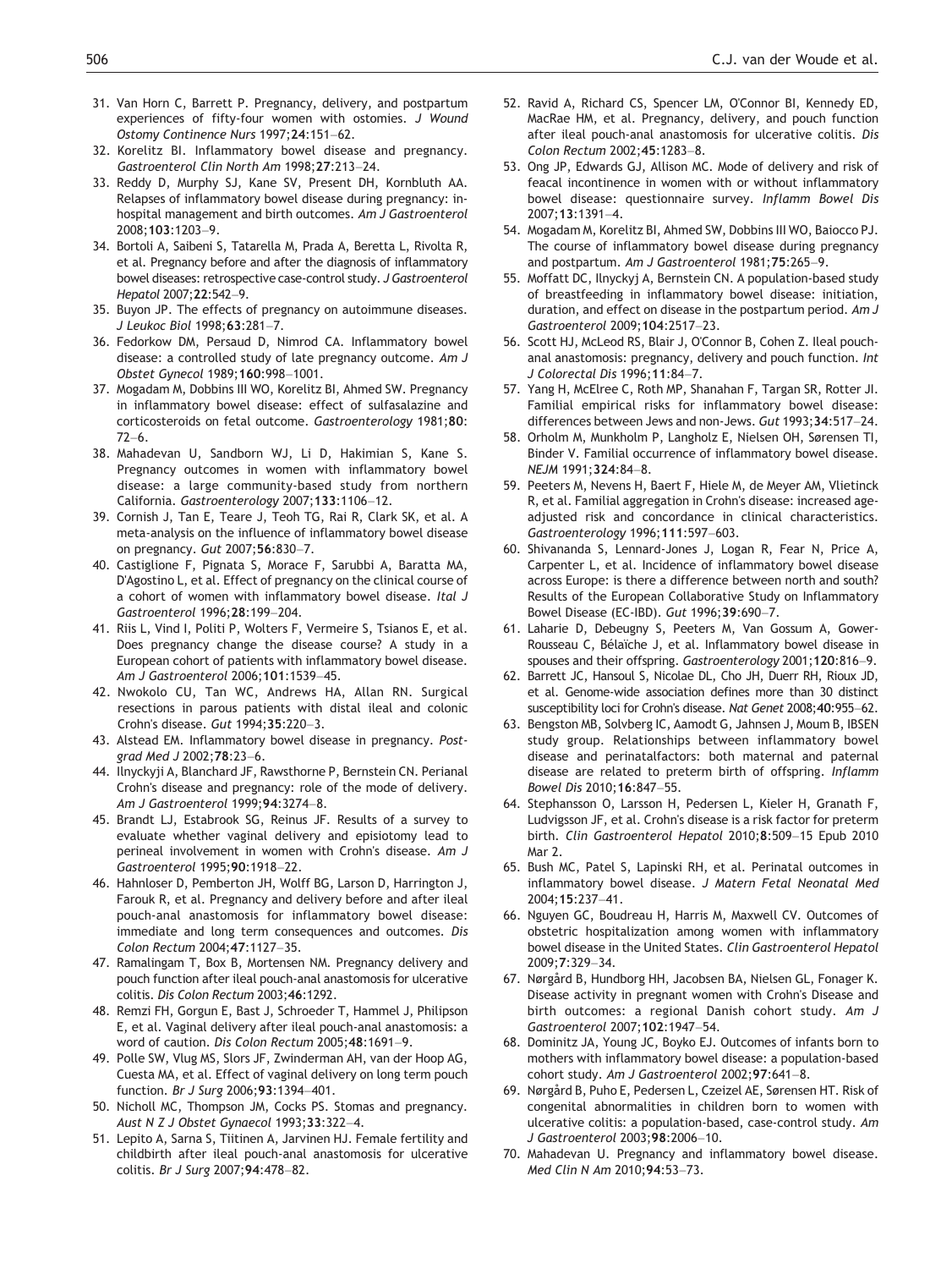31. Van Horn C, Barrett P. Pregnancy, delivery, and postpartum experiences of fifty-four women with ostomies. *J Wound Ostomy Continence Nurs* 1997;**24**:151–62.
32. Korelitz BI. Inflammatory bowel disease and pregnancy. *Gastroenterol Clin North Am* 1998;**27**:213–24.
33. Reddy D, Murphy SJ, Kane SV, Present DH, Kornbluth AA. Relapses of inflammatory bowel disease during pregnancy: in-hospital management and birth outcomes. *Am J Gastroenterol* 2008;**103**:1203–9.
34. Bortoli A, Saibeni S, Tatarella M, Prada A, Beretta L, Rivolta R, et al. Pregnancy before and after the diagnosis of inflammatory bowel diseases: retrospective case-control study. *J Gastroenterol Hepatol* 2007;**22**:542–9.
35. Buyon JP. The effects of pregnancy on autoimmune diseases. *J Leukoc Biol* 1998;**63**:281–7.
36. Fedorkow DM, Persaud D, Nimrod CA. Inflammatory bowel disease: a controlled study of late pregnancy outcome. *Am J Obstet Gynecol* 1989;**160**:998–1001.
37. Mogadam M, Dobbins III WO, Korelitz BI, Ahmed SW. Pregnancy in inflammatory bowel disease: effect of sulfasalazine and corticosteroids on fetal outcome. *Gastroenterology* 1981;**80**: 72–6.
38. Mahadevan U, Sandborn WJ, Li D, Hakimian S, Kane S. Pregnancy outcomes in women with inflammatory bowel disease: a large community-based study from northern California. *Gastroenterology* 2007;**133**:1106–12.
39. Cornish J, Tan E, Teare J, Teoh TG, Rai R, Clark SK, et al. A meta-analysis on the influence of inflammatory bowel disease on pregnancy. *Gut* 2007;**56**:830–7.
40. Castiglione F, Pignata S, Morace F, Sarubbi A, Baratta MA, D'Agostino L, et al. Effect of pregnancy on the clinical course of a cohort of women with inflammatory bowel disease. *Ital J Gastroenterol* 1996;**28**:199–204.
41. Riis L, Vind I, Politi P, Wolters F, Vermeire S, Tsianos E, et al. Does pregnancy change the disease course? A study in a European cohort of patients with inflammatory bowel disease. *Am J Gastroenterol* 2006;**101**:1539–45.
42. Nwokolo CU, Tan WC, Andrews HA, Allan RN. Surgical resections in parous patients with distal ileal and colonic Crohn's disease. *Gut* 1994;**35**:220–3.
43. Alstead EM. Inflammatory bowel disease in pregnancy. *Postgrad Med J* 2002;**78**:23–6.
44. Ilnyckyji A, Blanchard JF, Rawsthorne P, Bernstein CN. Perianal Crohn's disease and pregnancy: role of the mode of delivery. *Am J Gastroenterol* 1999;**94**:3274–8.
45. Brandt LJ, Estabrook SG, Reinus JF. Results of a survey to evaluate whether vaginal delivery and episiotomy lead to perineal involvement in women with Crohn's disease. *Am J Gastroenterol* 1995;**90**:1918–22.
46. Hahnloser D, Pemberton JH, Wolff BG, Larson D, Harrington J, Farouk R, et al. Pregnancy and delivery before and after ileal pouch-anal anastomosis for inflammatory bowel disease: immediate and long term consequences and outcomes. *Dis Colon Rectum* 2004;**47**:1127–35.
47. Ramalingam T, Box B, Mortensen NM. Pregnancy delivery and pouch function after ileal pouch-anal anastomosis for ulcerative colitis. *Dis Colon Rectum* 2003;**46**:1292.
48. Remzi FH, Gorgun E, Bast J, Schroeder T, Hammel J, Philipson E, et al. Vaginal delivery after ileal pouch-anal anastomosis: a word of caution. *Dis Colon Rectum* 2005;**48**:1691–9.
49. Polle SW, Vlug MS, Slors JF, Zwinderman AH, van der Hoop AG, Cuesta MA, et al. Effect of vaginal delivery on long term pouch function. *Br J Surg* 2006;**93**:1394–401.
50. Nicholl MC, Thompson JM, Cocks PS. Stomas and pregnancy. *Aust N Z J Obstet Gynaecol* 1993;**33**:322–4.
51. Lepito A, Sarna S, Tiitinen A, Jarvinen HJ. Female fertility and childbirth after ileal pouch-anal anastomosis for ulcerative colitis. *Br J Surg* 2007;**94**:478–82.
52. Ravid A, Richard CS, Spencer LM, O'Connor BI, Kennedy ED, MacRae HM, et al. Pregnancy, delivery, and pouch function after ileal pouch-anal anastomosis for ulcerative colitis. *Dis Colon Rectum* 2002;**45**:1283–8.
53. Ong JP, Edwards GJ, Allison MC. Mode of delivery and risk of feacal incontinence in women with or without inflammatory bowel disease: questionnaire survey. *Inflamm Bowel Dis* 2007;**13**:1391–4.
54. Mogadam M, Korelitz BI, Ahmed SW, Dobbins III WO, Baiocco PJ. The course of inflammatory bowel disease during pregnancy and postpartum. *Am J Gastroenterol* 1981;**75**:265–9.
55. Moffatt DC, Ilnyckyj A, Bernstein CN. A population-based study of breastfeeding in inflammatory bowel disease: initiation, duration, and effect on disease in the postpartum period. *Am J Gastroenterol* 2009;**104**:2517–23.
56. Scott HJ, McLeod RS, Blair J, O'Connor B, Cohen Z. Ileal pouch-anal anastomosis: pregnancy, delivery and pouch function. *Int J Colorectal Dis* 1996;**11**:84–7.
57. Yang H, McElree C, Roth MP, Shanahan F, Targan SR, Rotter JI. Familial empirical risks for inflammatory bowel disease: differences between Jews and non-Jews. *Gut* 1993;**34**:517–24.
58. Orholm M, Munkholm P, Langholz E, Nielsen OH, Sørensen TI, Binder V. Familial occurrence of inflammatory bowel disease. *NEJM* 1991;**324**:84–8.
59. Peeters M, Nevens H, Baert F, Hiele M, de Meyer AM, Vlietinck R, et al. Familial aggregation in Crohn's disease: increased age-adjusted risk and concordance in clinical characteristics. *Gastroenterology* 1996;**111**:597–603.
60. Shivananda S, Lennard-Jones J, Logan R, Fear N, Price A, Carpenter L, et al. Incidence of inflammatory bowel disease across Europe: is there a difference between north and south? Results of the European Collaborative Study on Inflammatory Bowel Disease (EC-IBD). *Gut* 1996;**39**:690–7.
61. Laharie D, Debeugny S, Peeters M, Van Gossum A, Gower-Rousseau C, Bélaïche J, et al. Inflammatory bowel disease in spouses and their offspring. *Gastroenterology* 2001;**120**:816–9.
62. Barrett JC, Hansoul S, Nicolae DL, Cho JH, Duerr RH, Rioux JD, et al. Genome-wide association defines more than 30 distinct susceptibility loci for Crohn's disease. *Nat Genet* 2008;**40**:955–62.
63. Bengston MB, Solvberg IC, Aamodt G, Jahnsen J, Moum B, IBSEN study group. Relationships between inflammatory bowel disease and perinatalfactors: both maternal and paternal disease are related to preterm birth of offspring. *Inflamm Bowel Dis* 2010;**16**:847–55.
64. Stephansson O, Larsson H, Pedersen L, Kieler H, Granath F, Ludvigsson JF, et al. Crohn's disease is a risk factor for preterm birth. *Clin Gastroenterol Hepatol* 2010;**8**:509–15 Epub 2010 Mar 2.
65. Bush MC, Patel S, Lapinski RH, et al. Perinatal outcomes in inflammatory bowel disease. *J Matern Fetal Neonatal Med* 2004;**15**:237–41.
66. Nguyen GC, Boudreau H, Harris M, Maxwell CV. Outcomes of obstetric hospitalization among women with inflammatory bowel disease in the United States. *Clin Gastroenterol Hepatol* 2009;**7**:329–34.
67. Nørgård B, Hundborg HH, Jacobsen BA, Nielsen GL, Fonager K. Disease activity in pregnant women with Crohn's Disease and birth outcomes: a regional Danish cohort study. *Am J Gastroenterol* 2007;**102**:1947–54.
68. Dominitz JA, Young JC, Boyko EJ. Outcomes of infants born to mothers with inflammatory bowel disease: a population-based cohort study. *Am J Gastroenterol* 2002;**97**:641–8.
69. Nørgård B, Puho E, Pedersen L, Czeizel AE, Sørensen HT. Risk of congenital abnormalities in children born to women with ulcerative colitis: a population-based, case-control study. *Am J Gastroenterol* 2003;**98**:2006–10.
70. Mahadevan U. Pregnancy and inflammatory bowel disease. *Med Clin N Am* 2010;**94**:53–73.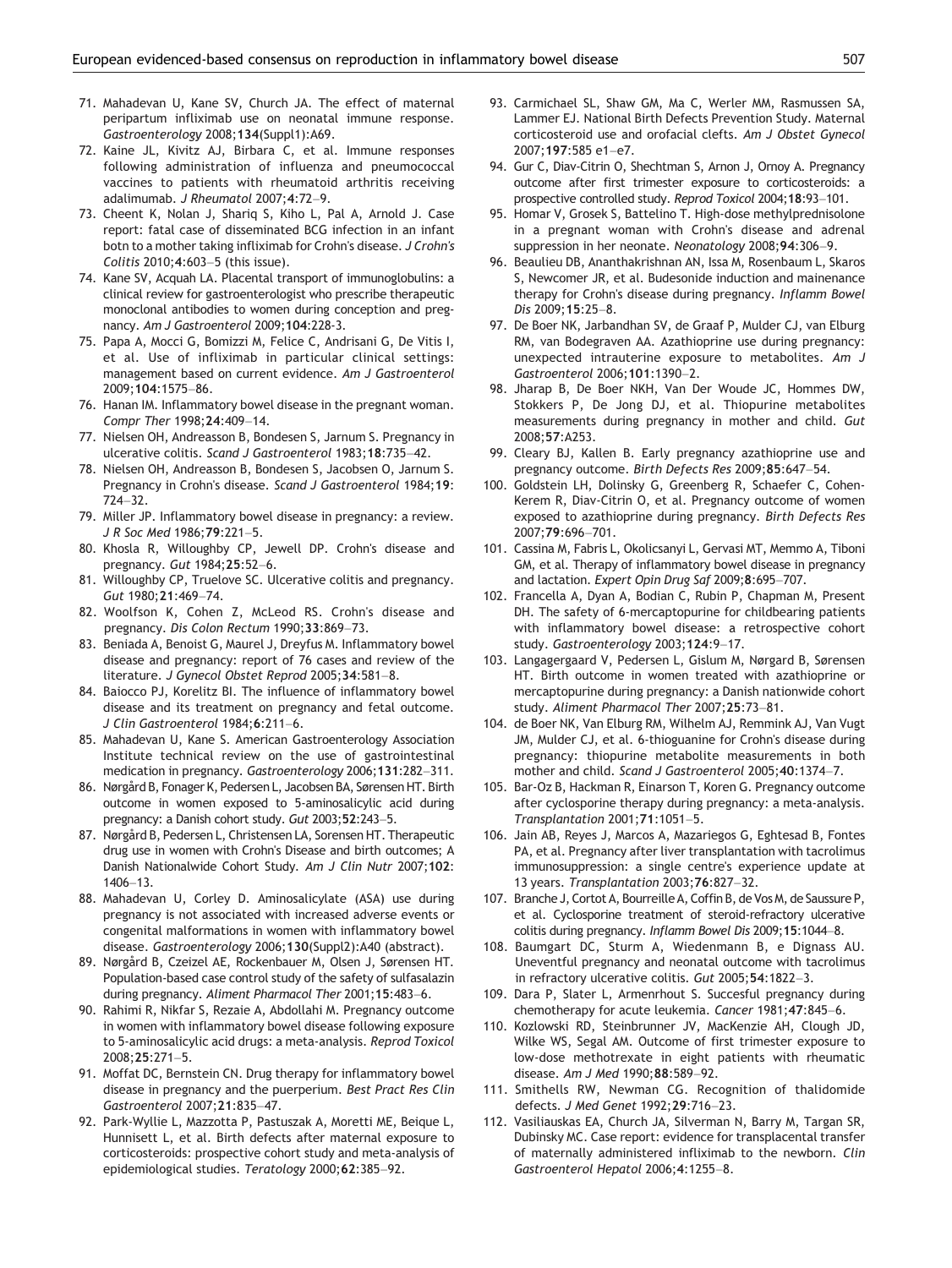71. Mahadevan U, Kane SV, Church JA. The effect of maternal peripartum infliximab use on neonatal immune response. *Gastroenterology* 2008;**134**(Suppl1):A69.
72. Kaine JL, Kivitz AJ, Birbara C, et al. Immune responses following administration of influenza and pneumococcal vaccines to patients with rheumatoid arthritis receiving adalimumab. *J Rheumatol* 2007;**4**:72–9.
73. Cheent K, Nolan J, Shariq S, Kiho L, Pal A, Arnold J. Case report: fatal case of disseminated BCG infection in an infant botn to a mother taking infliximab for Crohn's disease. *J Crohn's Colitis* 2010;**4**:603–5 (this issue).
74. Kane SV, Acquah LA. Placental transport of immunoglobulins: a clinical review for gastroenterologist who prescribe therapeutic monoclonal antibodies to women during conception and pregnancy. *Am J Gastroenterol* 2009;**104**:228-3.
75. Papa A, Mocci G, Bomizzi M, Felice C, Andrisani G, De Vitis I, et al. Use of infliximab in particular clinical settings: management based on current evidence. *Am J Gastroenterol* 2009;**104**:1575–86.
76. Hanan IM. Inflammatory bowel disease in the pregnant woman. *Compr Ther* 1998;**24**:409–14.
77. Nielsen OH, Andreasson B, Bondesen S, Jarnum S. Pregnancy in ulcerative colitis. *Scand J Gastroenterol* 1983;**18**:735–42.
78. Nielsen OH, Andreasson B, Bondesen S, Jacobsen O, Jarnum S. Pregnancy in Crohn's disease. *Scand J Gastroenterol* 1984;**19**: 724–32.
79. Miller JP. Inflammatory bowel disease in pregnancy: a review. *J R Soc Med* 1986;**79**:221–5.
80. Khosla R, Willoughby CP, Jewell DP. Crohn's disease and pregnancy. *Gut* 1984;**25**:52–6.
81. Willoughby CP, Truelove SC. Ulcerative colitis and pregnancy. *Gut* 1980;**21**:469–74.
82. Woolfson K, Cohen Z, McLeod RS. Crohn's disease and pregnancy. *Dis Colon Rectum* 1990;**33**:869–73.
83. Beniada A, Benoist G, Maurel J, Dreyfus M. Inflammatory bowel disease and pregnancy: report of 76 cases and review of the literature. *J Gynecol Obstet Reprod* 2005;**34**:581–8.
84. Baiocco PJ, Korelitz BI. The influence of inflammatory bowel disease and its treatment on pregnancy and fetal outcome. *J Clin Gastroenterol* 1984;**6**:211–6.
85. Mahadevan U, Kane S. American Gastroenterology Association Institute technical review on the use of gastrointestinal medication in pregnancy. *Gastroenterology* 2006;**131**:282–311.
86. Nørgård B, Fonager K, Pedersen L, Jacobsen BA, Sørensen HT. Birth outcome in women exposed to 5-aminosalicylic acid during pregnancy: a Danish cohort study. *Gut* 2003;**52**:243–5.
87. Nørgård B, Pedersen L, Christensen LA, Sorensen HT. Therapeutic drug use in women with Crohn's Disease and birth outcomes; A Danish Nationalwide Cohort Study. *Am J Clin Nutr* 2007;**102**: 1406–13.
88. Mahadevan U, Corley D. Aminosalicylate (ASA) use during pregnancy is not associated with increased adverse events or congenital malformations in women with inflammatory bowel disease. *Gastroenterology* 2006;**130**(Suppl2):A40 (abstract).
89. Nørgård B, Czeizel AE, Rockenbauer M, Olsen J, Sørensen HT. Population-based case control study of the safety of sulfasalazin during pregnancy. *Aliment Pharmacol Ther* 2001;**15**:483–6.
90. Rahimi R, Nikfar S, Rezaie A, Abdollahi M. Pregnancy outcome in women with inflammatory bowel disease following exposure to 5-aminosalicylic acid drugs: a meta-analysis. *Reprod Toxicol* 2008;**25**:271–5.
91. Moffat DC, Bernstein CN. Drug therapy for inflammatory bowel disease in pregnancy and the puerperium. *Best Pract Res Clin Gastroenterol* 2007;**21**:835–47.
92. Park-Wyllie L, Mazzotta P, Pastuszak A, Moretti ME, Beique L, Hunnisett L, et al. Birth defects after maternal exposure to corticosteroids: prospective cohort study and meta-analysis of epidemiological studies. *Teratology* 2000;**62**:385–92.
93. Carmichael SL, Shaw GM, Ma C, Werler MM, Rasmussen SA, Lammer EJ. National Birth Defects Prevention Study. Maternal corticosteroid use and orofacial clefts. *Am J Obstet Gynecol* 2007;**197**:585 e1–e7.
94. Gur C, Diav-Citrin O, Shechtman S, Arnon J, Ornoy A. Pregnancy outcome after first trimester exposure to corticosteroids: a prospective controlled study. *Reprod Toxicol* 2004;**18**:93–101.
95. Homar V, Grosek S, Battelino T. High-dose methylprednisolone in a pregnant woman with Crohn's disease and adrenal suppression in her neonate. *Neonatology* 2008;**94**:306–9.
96. Beaulieu DB, Ananthakrishnan AN, Issa M, Rosenbaum L, Skaros S, Newcomer JR, et al. Budesonide induction and mainenance therapy for Crohn's disease during pregnancy. *Inflamm Bowel Dis* 2009;**15**:25–8.
97. De Boer NK, Jarbandhan SV, de Graaf P, Mulder CJ, van Elburg RM, van Bodegraven AA. Azathioprine use during pregnancy: unexpected intrauterine exposure to metabolites. *Am J Gastroenterol* 2006;**101**:1390–2.
98. Jharap B, De Boer NKH, Van Der Woude JC, Hommes DW, Stokkers P, De Jong DJ, et al. Thiopurine metabolites measurements during pregnancy in mother and child. *Gut* 2008;**57**:A253.
99. Cleary BJ, Kallen B. Early pregnancy azathioprine use and pregnancy outcome. *Birth Defects Res* 2009;**85**:647–54.
100. Goldstein LH, Dolinsky G, Greenberg R, Schaefer C, Cohen-Kerem R, Diav-Citrin O, et al. Pregnancy outcome of women exposed to azathioprine during pregnancy. *Birth Defects Res* 2007;**79**:696–701.
101. Cassina M, Fabris L, Okolicsanyi L, Gervasi MT, Memmo A, Tiboni GM, et al. Therapy of inflammatory bowel disease in pregnancy and lactation. *Expert Opin Drug Saf* 2009;**8**:695–707.
102. Francella A, Dyan A, Bodian C, Rubin P, Chapman M, Present DH. The safety of 6-mercaptopurine for childbearing patients with inflammatory bowel disease: a retrospective cohort study. *Gastroenterology* 2003;**124**:9–17.
103. Langagergaard V, Pedersen L, Gislum M, Nørgard B, Sørensen HT. Birth outcome in women treated with azathioprine or mercaptopurine during pregnancy: a Danish nationwide cohort study. *Aliment Pharmacol Ther* 2007;**25**:73–81.
104. de Boer NK, Van Elburg RM, Wilhelm AJ, Remmink AJ, Van Vugt JM, Mulder CJ, et al. 6-thioguanine for Crohn's disease during pregnancy: thiopurine metabolite measurements in both mother and child. *Scand J Gastroenterol* 2005;**40**:1374–7.
105. Bar-Oz B, Hackman R, Einarson T, Koren G. Pregnancy outcome after cyclosporine therapy during pregnancy: a meta-analysis. *Transplantation* 2001;**71**:1051–5.
106. Jain AB, Reyes J, Marcos A, Mazariegos G, Eghtesad B, Fontes PA, et al. Pregnancy after liver transplantation with tacrolimus immunosuppression: a single centre's experience update at 13 years. *Transplantation* 2003;**76**:827–32.
107. Branche J, Cortot A, Bourreille A, Coffin B, de Vos M, de Saussure P, et al. Cyclosporine treatment of steroid-refractory ulcerative colitis during pregnancy. *Inflamm Bowel Dis* 2009;**15**:1044–8.
108. Baumgart DC, Sturm A, Wiedenmann B, e Dignass AU. Uneventful pregnancy and neonatal outcome with tacrolimus in refractory ulcerative colitis. *Gut* 2005;**54**:1822–3.
109. Dara P, Slater L, Armenrhout S. Succesful pregnancy during chemotherapy for acute leukemia. *Cancer* 1981;**47**:845–6.
110. Kozlowski RD, Steinbrunner JV, MacKenzie AH, Clough JD, Wilke WS, Segal AM. Outcome of first trimester exposure to low-dose methotrexate in eight patients with rheumatic disease. *Am J Med* 1990;**88**:589–92.
111. Smithells RW, Newman CG. Recognition of thalidomide defects. *J Med Genet* 1992;**29**:716–23.
112. Vasiliauskas EA, Church JA, Silverman N, Barry M, Targan SR, Dubinsky MC. Case report: evidence for transplacental transfer of maternally administered infliximab to the newborn. *Clin Gastroenterol Hepatol* 2006;**4**:1255–8.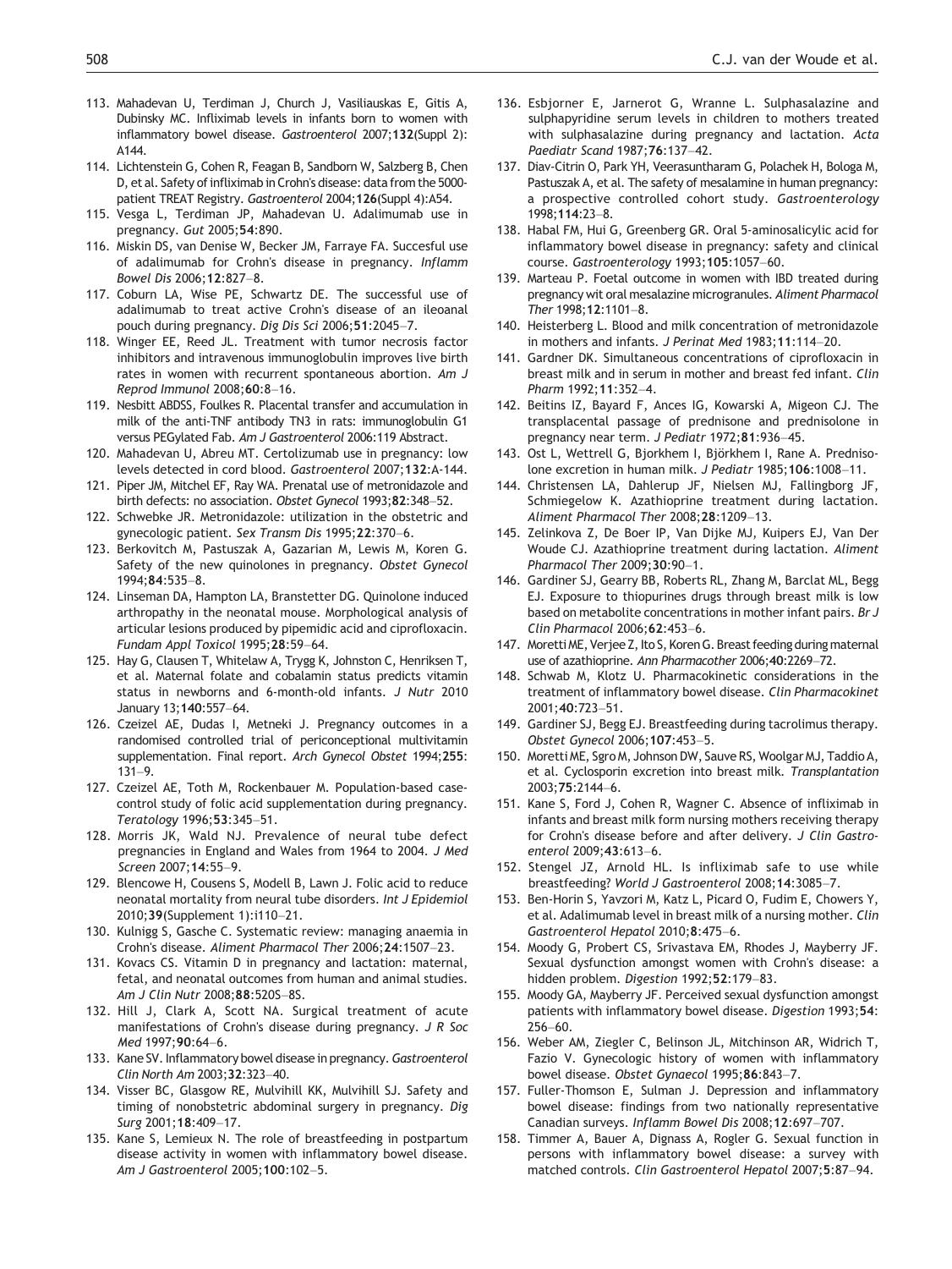113. Mahadevan U, Terdiman J, Church J, Vasiliauskas E, Gitis A, Dubinsky MC. Infliximab levels in infants born to women with inflammatory bowel disease. *Gastroenterol* 2007;**132**(Suppl 2): A144.

114. Lichtenstein G, Cohen R, Feagan B, Sandborn W, Salzberg B, Chen D, et al. Safety of infliximab in Crohn's disease: data from the 5000-patient TREAT Registry. *Gastroenterol* 2004;**126**(Suppl 4):A54.

115. Vesga L, Terdiman JP, Mahadevan U. Adalimumab use in pregnancy. *Gut* 2005;**54**:890.

116. Miskin DS, van Denise W, Becker JM, Farraye FA. Succesful use of adalimumab for Crohn's disease in pregnancy. *Inflamm Bowel Dis* 2006;**12**:827–8.

117. Coburn LA, Wise PE, Schwartz DE. The successful use of adalimumab to treat active Crohn's disease of an ileoanal pouch during pregnancy. *Dig Dis Sci* 2006;**51**:2045–7.

118. Winger EE, Reed JL. Treatment with tumor necrosis factor inhibitors and intravenous immunoglobulin improves live birth rates in women with recurrent spontaneous abortion. *Am J Reprod Immunol* 2008;**60**:8–16.

119. Nesbitt ABDSS, Foulkes R. Placental transfer and accumulation in milk of the anti-TNF antibody TN3 in rats: immunoglobulin G1 versus PEGylated Fab. *Am J Gastroenterol* 2006:119 Abstract.

120. Mahadevan U, Abreu MT. Certolizumab use in pregnancy: low levels detected in cord blood. *Gastroenterol* 2007;**132**:A-144.

121. Piper JM, Mitchel EF, Ray WA. Prenatal use of metronidazole and birth defects: no association. *Obstet Gynecol* 1993;**82**:348–52.

122. Schwebke JR. Metronidazole: utilization in the obstetric and gynecologic patient. *Sex Transm Dis* 1995;**22**:370–6.

123. Berkovitch M, Pastuszak A, Gazarian M, Lewis M, Koren G. Safety of the new quinolones in pregnancy. *Obstet Gynecol* 1994;**84**:535–8.

124. Linseman DA, Hampton LA, Branstetter DG. Quinolone induced arthropathy in the neonatal mouse. Morphological analysis of articular lesions produced by pipemidic acid and ciprofloxacin. *Fundam Appl Toxicol* 1995;**28**:59–64.

125. Hay G, Clausen T, Whitelaw A, Trygg K, Johnston C, Henriksen T, et al. Maternal folate and cobalamin status predicts vitamin status in newborns and 6-month-old infants. *J Nutr* 2010 January 13;**140**:557–64.

126. Czeizel AE, Dudas I, Metneki J. Pregnancy outcomes in a randomised controlled trial of periconceptional multivitamin supplementation. Final report. *Arch Gynecol Obstet* 1994;**255**: 131–9.

127. Czeizel AE, Toth M, Rockenbauer M. Population-based case-control study of folic acid supplementation during pregnancy. *Teratology* 1996;**53**:345–51.

128. Morris JK, Wald NJ. Prevalence of neural tube defect pregnancies in England and Wales from 1964 to 2004. *J Med Screen* 2007;**14**:55–9.

129. Blencowe H, Cousens S, Modell B, Lawn J. Folic acid to reduce neonatal mortality from neural tube disorders. *Int J Epidemiol* 2010;**39**(Supplement 1):i110–21.

130. Kulnigg S, Gasche C. Systematic review: managing anaemia in Crohn's disease. *Aliment Pharmacol Ther* 2006;**24**:1507–23.

131. Kovacs CS. Vitamin D in pregnancy and lactation: maternal, fetal, and neonatal outcomes from human and animal studies. *Am J Clin Nutr* 2008;**88**:520S–8S.

132. Hill J, Clark A, Scott NA. Surgical treatment of acute manifestations of Crohn's disease during pregnancy. *J R Soc Med* 1997;**90**:64–6.

133. Kane SV. Inflammatory bowel disease in pregnancy. *Gastroenterol Clin North Am* 2003;**32**:323–40.

134. Visser BC, Glasgow RE, Mulvihill KK, Mulvihill SJ. Safety and timing of nonobstetric abdominal surgery in pregnancy. *Dig Surg* 2001;**18**:409–17.

135. Kane S, Lemieux N. The role of breastfeeding in postpartum disease activity in women with inflammatory bowel disease. *Am J Gastroenterol* 2005;**100**:102–5.

136. Esbjorner E, Jarnerot G, Wranne L. Sulphasalazine and sulphapyridine serum levels in children to mothers treated with sulphasalazine during pregnancy and lactation. *Acta Paediatr Scand* 1987;**76**:137–42.

137. Diav-Citrin O, Park YH, Veerasuntharam G, Polachek H, Bologa M, Pastuszak A, et al. The safety of mesalamine in human pregnancy: a prospective controlled cohort study. *Gastroenterology* 1998;**114**:23–8.

138. Habal FM, Hui G, Greenberg GR. Oral 5-aminosalicylic acid for inflammatory bowel disease in pregnancy: safety and clinical course. *Gastroenterology* 1993;**105**:1057–60.

139. Marteau P. Foetal outcome in women with IBD treated during pregnancy wit oral mesalazine microgranules. *Aliment Pharmacol Ther* 1998;**12**:1101–8.

140. Heisterberg L. Blood and milk concentration of metronidazole in mothers and infants. *J Perinat Med* 1983;**11**:114–20.

141. Gardner DK. Simultaneous concentrations of ciprofloxacin in breast milk and in serum in mother and breast fed infant. *Clin Pharm* 1992;**11**:352–4.

142. Beitins IZ, Bayard F, Ances IG, Kowarski A, Migeon CJ. The transplacental passage of prednisone and prednisolone in pregnancy near term. *J Pediatr* 1972;**81**:936–45.

143. Ost L, Wettrell G, Bjorkhem I, Björkhem I, Rane A. Prednisolone excretion in human milk. *J Pediatr* 1985;**106**:1008–11.

144. Christensen LA, Dahlerup JF, Nielsen MJ, Fallingborg JF, Schmiegelow K. Azathioprine treatment during lactation. *Aliment Pharmacol Ther* 2008;**28**:1209–13.

145. Zelinkova Z, De Boer IP, Van Dijke MJ, Kuipers EJ, Van Der Woude CJ. Azathioprine treatment during lactation. *Aliment Pharmacol Ther* 2009;**30**:90–1.

146. Gardiner SJ, Gearry BB, Roberts RL, Zhang M, Barclat ML, Begg EJ. Exposure to thiopurines drugs through breast milk is low based on metabolite concentrations in mother infant pairs. *Br J Clin Pharmacol* 2006;**62**:453–6.

147. Moretti ME, Verjee Z, Ito S, Koren G. Breast feeding during maternal use of azathioprine. *Ann Pharmacother* 2006;**40**:2269–72.

148. Schwab M, Klotz U. Pharmacokinetic considerations in the treatment of inflammatory bowel disease. *Clin Pharmacokinet* 2001;**40**:723–51.

149. Gardiner SJ, Begg EJ. Breastfeeding during tacrolimus therapy. *Obstet Gynecol* 2006;**107**:453–5.

150. Moretti ME, Sgro M, Johnson DW, Sauve RS, Woolgar MJ, Taddio A, et al. Cyclosporin excretion into breast milk. *Transplantation* 2003;**75**:2144–6.

151. Kane S, Ford J, Cohen R, Wagner C. Absence of infliximab in infants and breast milk form nursing mothers receiving therapy for Crohn's disease before and after delivery. *J Clin Gastroenterol* 2009;**43**:613–6.

152. Stengel JZ, Arnold HL. Is infliximab safe to use while breastfeeding? *World J Gastroenterol* 2008;**14**:3085–7.

153. Ben-Horin S, Yavzori M, Katz L, Picard O, Fudim E, Chowers Y, et al. Adalimumab level in breast milk of a nursing mother. *Clin Gastroenterol Hepatol* 2010;**8**:475–6.

154. Moody G, Probert CS, Srivastava EM, Rhodes J, Mayberry JF. Sexual dysfunction amongst women with Crohn's disease: a hidden problem. *Digestion* 1992;**52**:179–83.

155. Moody GA, Mayberry JF. Perceived sexual dysfunction amongst patients with inflammatory bowel disease. *Digestion* 1993;**54**: 256–60.

156. Weber AM, Ziegler C, Belinson JL, Mitchinson AR, Widrich T, Fazio V. Gynecologic history of women with inflammatory bowel disease. *Obstet Gynaecol* 1995;**86**:843–7.

157. Fuller-Thomson E, Sulman J. Depression and inflammatory bowel disease: findings from two nationally representative Canadian surveys. *Inflamm Bowel Dis* 2008;**12**:697–707.

158. Timmer A, Bauer A, Dignass A, Rogler G. Sexual function in persons with inflammatory bowel disease: a survey with matched controls. *Clin Gastroenterol Hepatol* 2007;**5**:87–94.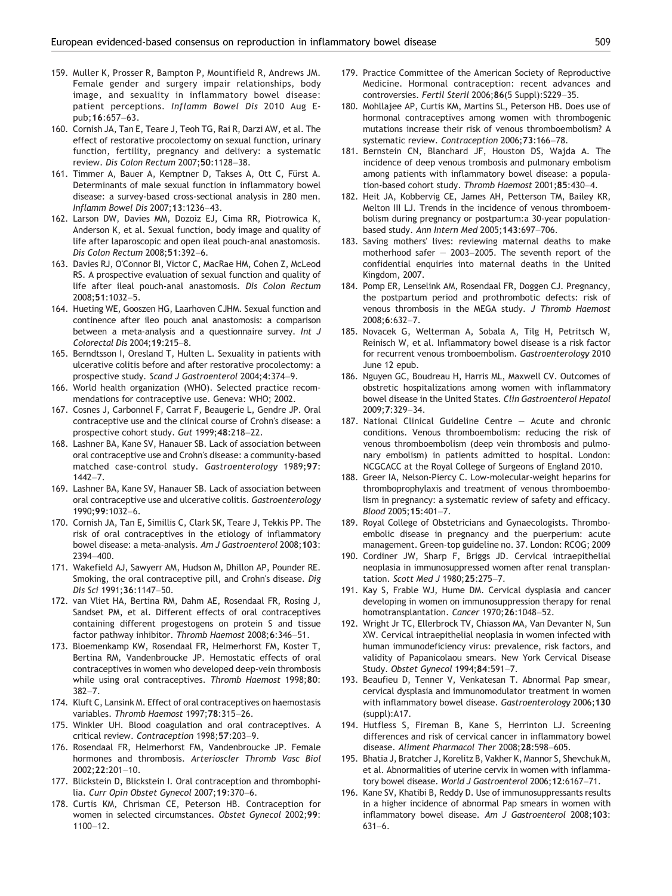159. Muller K, Prosser R, Bampton P, Mountifield R, Andrews JM. Female gender and surgery impair relationships, body image, and sexuality in inflammatory bowel disease: patient perceptions. *Inflamm Bowel Dis* 2010 Aug E-pub;**16**:657–63.
160. Cornish JA, Tan E, Teare J, Teoh TG, Rai R, Darzi AW, et al. The effect of restorative procolectomy on sexual function, urinary function, fertility, pregnancy and delivery: a systematic review. *Dis Colon Rectum* 2007;**50**:1128–38.
161. Timmer A, Bauer A, Kemptner D, Takses A, Ott C, Fürst A. Determinants of male sexual function in inflammatory bowel disease: a survey-based cross-sectional analysis in 280 men. *Inflamm Bowel Dis* 2007;**13**:1236–43.
162. Larson DW, Davies MM, Dozoiz EJ, Cima RR, Piotrowica K, Anderson K, et al. Sexual function, body image and quality of life after laparoscopic and open ileal pouch-anal anastomosis. *Dis Colon Rectum* 2008;**51**:392–6.
163. Davies RJ, O'Connor BI, Victor C, MacRae HM, Cohen Z, McLeod RS. A prospective evaluation of sexual function and quality of life after ileal pouch-anal anastomosis. *Dis Colon Rectum* 2008;**51**:1032–5.
164. Hueting WE, Gooszen HG, Laarhoven CJHM. Sexual function and continence after ileo pouch anal anastomosis: a comparison between a meta-analysis and a questionnaire survey. *Int J Colorectal Dis* 2004;**19**:215–8.
165. Berndtsson I, Oresland T, Hulten L. Sexuality in patients with ulcerative colitis before and after restorative procolectomy: a prospective study. *Scand J Gastroenterol* 2004;**4**:374–9.
166. World health organization (WHO). Selected practice recommendations for contraceptive use. Geneva: WHO; 2002.
167. Cosnes J, Carbonnel F, Carrat F, Beaugerie L, Gendre JP. Oral contraceptive use and the clinical course of Crohn's disease: a prospective cohort study. *Gut* 1999;**48**:218–22.
168. Lashner BA, Kane SV, Hanauer SB. Lack of association between oral contraceptive use and Crohn's disease: a community-based matched case-control study. *Gastroenterology* 1989;**97**: 1442–7.
169. Lashner BA, Kane SV, Hanauer SB. Lack of association between oral contraceptive use and ulcerative colitis. *Gastroenterology* 1990;**99**:1032–6.
170. Cornish JA, Tan E, Simillis C, Clark SK, Teare J, Tekkis PP. The risk of oral contraceptives in the etiology of inflammatory bowel disease: a meta-analysis. *Am J Gastroenterol* 2008;**103**: 2394–400.
171. Wakefield AJ, Sawyerr AM, Hudson M, Dhillon AP, Pounder RE. Smoking, the oral contraceptive pill, and Crohn's disease. *Dig Dis Sci* 1991;**36**:1147–50.
172. van Vliet HA, Bertina RM, Dahm AE, Rosendaal FR, Rosing J, Sandset PM, et al. Different effects of oral contraceptives containing different progestogens on protein S and tissue factor pathway inhibitor. *Thromb Haemost* 2008;**6**:346–51.
173. Bloemenkamp KW, Rosendaal FR, Helmerhorst FM, Koster T, Bertina RM, Vandenbroucke JP. Hemostatic effects of oral contraceptives in women who developed deep-vein thrombosis while using oral contraceptives. *Thromb Haemost* 1998;**80**: 382–7.
174. Kluft C, Lansink M. Effect of oral contraceptives on haemostasis variables. *Thromb Haemost* 1997;**78**:315–26.
175. Winkler UH. Blood coagulation and oral contraceptives. A critical review. *Contraception* 1998;**57**:203–9.
176. Rosendaal FR, Helmerhorst FM, Vandenbroucke JP. Female hormones and thrombosis. *Arterioscler Thromb Vasc Biol* 2002;**22**:201–10.
177. Blickstein D, Blickstein I. Oral contraception and thrombophilia. *Curr Opin Obstet Gynecol* 2007;**19**:370–6.
178. Curtis KM, Chrisman CE, Peterson HB. Contraception for women in selected circumstances. *Obstet Gynecol* 2002;**99**: 1100–12.
179. Practice Committee of the American Society of Reproductive Medicine. Hormonal contraception: recent advances and controversies. *Fertil Steril* 2006;**86**(5 Suppl):S229–35.
180. Mohllajee AP, Curtis KM, Martins SL, Peterson HB. Does use of hormonal contraceptives among women with thrombogenic mutations increase their risk of venous thromboembolism? A systematic review. *Contraception* 2006;**73**:166–78.
181. Bernstein CN, Blanchard JF, Houston DS, Wajda A. The incidence of deep venous trombosis and pulmonary embolism among patients with inflammatory bowel disease: a population-based cohort study. *Thromb Haemost* 2001;**85**:430–4.
182. Heit JA, Kobbervig CE, James AH, Petterson TM, Bailey KR, Melton III LJ. Trends in the incidence of venous thromboembolism during pregnancy or postpartum:a 30-year population-based study. *Ann Intern Med* 2005;**143**:697–706.
183. Saving mothers' lives: reviewing maternal deaths to make motherhood safer — 2003–2005. The seventh report of the confidential enquiries into maternal deaths in the United Kingdom, 2007.
184. Pomp ER, Lenselink AM, Rosendaal FR, Doggen CJ. Pregnancy, the postpartum period and prothrombotic defects: risk of venous thrombosis in the MEGA study. *J Thromb Haemost* 2008;**6**:632–7.
185. Novacek G, Welterman A, Sobala A, Tilg H, Petritsch W, Reinisch W, et al. Inflammatory bowel disease is a risk factor for recurrent venous tromboembolism. *Gastroenterology* 2010 June 12 epub.
186. Nguyen GC, Boudreau H, Harris ML, Maxwell CV. Outcomes of obstetric hospitalizations among women with inflammatory bowel disease in the United States. *Clin Gastroenterol Hepatol* 2009;**7**:329–34.
187. National Clinical Guideline Centre — Acute and chronic conditions. Venous thromboembolism: reducing the risk of venous thromboembolism (deep vein thrombosis and pulmonary embolism) in patients admitted to hospital. London: NCGCACC at the Royal College of Surgeons of England 2010.
188. Greer IA, Nelson-Piercy C. Low-molecular-weight heparins for thromboprophylaxis and treatment of venous thromboembolism in pregnancy: a systematic review of safety and efficacy. *Blood* 2005;**15**:401–7.
189. Royal College of Obstetricians and Gynaecologists. Thromboembolic disease in pregnancy and the puerperium: acute management. Green-top guideline no. 37. London: RCOG; 2009
190. Cordiner JW, Sharp F, Briggs JD. Cervical intraepithelial neoplasia in immunosuppressed women after renal transplantation. *Scott Med J* 1980;**25**:275–7.
191. Kay S, Frable WJ, Hume DM. Cervical dysplasia and cancer developing in women on immunosuppression therapy for renal homotransplantation. *Cancer* 1970;**26**:1048–52.
192. Wright Jr TC, Ellerbrock TV, Chiasson MA, Van Devanter N, Sun XW. Cervical intraepithelial neoplasia in women infected with human immunodeficiency virus: prevalence, risk factors, and validity of Papanicolaou smears. New York Cervical Disease Study. *Obstet Gynecol* 1994;**84**:591–7.
193. Beaufieu D, Tenner V, Venkatesan T. Abnormal Pap smear, cervical dysplasia and immunomodulator treatment in women with inflammatory bowel disease. *Gastroenterology* 2006;**130** (suppl):A17.
194. Hutfless S, Fireman B, Kane S, Herrinton LJ. Screening differences and risk of cervical cancer in inflammatory bowel disease. *Aliment Pharmacol Ther* 2008;**28**:598–605.
195. Bhatia J, Bratcher J, Korelitz B, Vakher K, Mannor S, Shevchuk M, et al. Abnormalities of uterine cervix in women with inflammatory bowel disease. *World J Gastroenterol* 2006;**12**:6167–71.
196. Kane SV, Khatibi B, Reddy D. Use of immunosuppressants results in a higher incidence of abnormal Pap smears in women with inflammatory bowel disease. *Am J Gastroenterol* 2008;**103**: 631–6.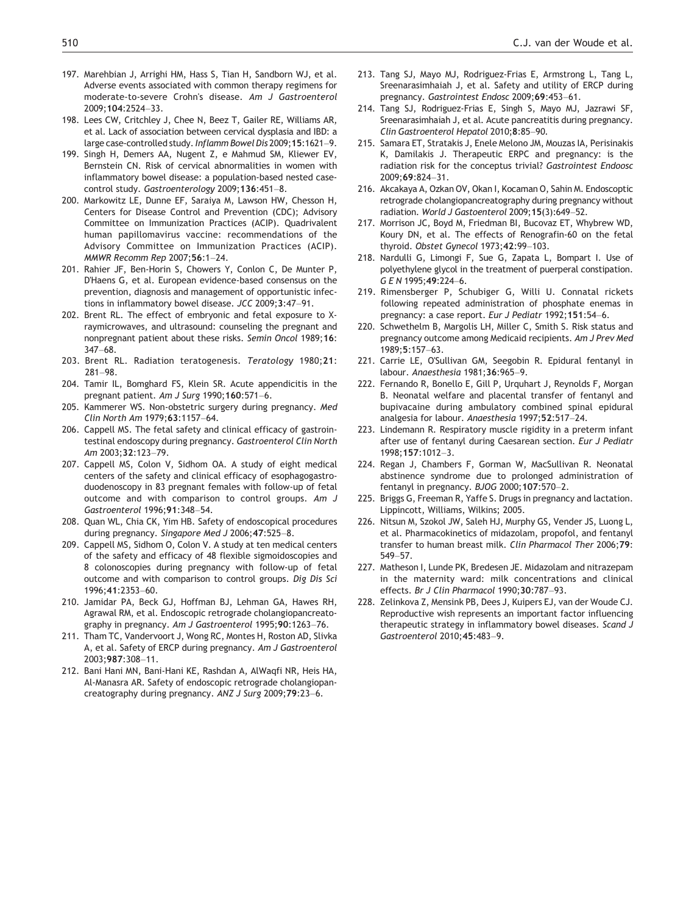197. Marehbian J, Arrighi HM, Hass S, Tian H, Sandborn WJ, et al. Adverse events associated with common therapy regimens for moderate-to-severe Crohn's disease. *Am J Gastroenterol* 2009;**104**:2524–33.
198. Lees CW, Critchley J, Chee N, Beez T, Gailer RE, Williams AR, et al. Lack of association between cervical dysplasia and IBD: a large case-controlled study. *Inflamm Bowel Dis* 2009;**15**:1621–9.
199. Singh H, Demers AA, Nugent Z, e Mahmud SM, Kliewer EV, Bernstein CN. Risk of cervical abnormalities in women with inflammatory bowel disease: a population-based nested case-control study. *Gastroenterology* 2009;**136**:451–8.
200. Markowitz LE, Dunne EF, Saraiya M, Lawson HW, Chesson H, Centers for Disease Control and Prevention (CDC); Advisory Committee on Immunization Practices (ACIP). Quadrivalent human papillomavirus vaccine: recommendations of the Advisory Committee on Immunization Practices (ACIP). *MMWR Recomm Rep* 2007;**56**:1–24.
201. Rahier JF, Ben-Horin S, Chowers Y, Conlon C, De Munter P, D'Haens G, et al. European evidence-based consensus on the prevention, diagnosis and management of opportunistic infections in inflammatory bowel disease. *JCC* 2009;**3**:47–91.
202. Brent RL. The effect of embryonic and fetal exposure to X-raymicrowaves, and ultrasound: counseling the pregnant and nonpregnant patient about these risks. *Semin Oncol* 1989;**16**: 347–68.
203. Brent RL. Radiation teratogenesis. *Teratology* 1980;**21**: 281–98.
204. Tamir IL, Bomghard FS, Klein SR. Acute appendicitis in the pregnant patient. *Am J Surg* 1990;**160**:571–6.
205. Kammerer WS. Non-obstetric surgery during pregnancy. *Med Clin North Am* 1979;**63**:1157–64.
206. Cappell MS. The fetal safety and clinical efficacy of gastrointestinal endoscopy during pregnancy. *Gastroenterol Clin North Am* 2003;**32**:123–79.
207. Cappell MS, Colon V, Sidhom OA. A study of eight medical centers of the safety and clinical efficacy of esophagogastroduodenoscopy in 83 pregnant females with follow-up of fetal outcome and with comparison to control groups. *Am J Gastroenterol* 1996;**91**:348–54.
208. Quan WL, Chia CK, Yim HB. Safety of endoscopical procedures during pregnancy. *Singapore Med J* 2006;**47**:525–8.
209. Cappell MS, Sidhom O, Colon V. A study at ten medical centers of the safety and efficacy of 48 flexible sigmoidoscopies and 8 colonoscopies during pregnancy with follow-up of fetal outcome and with comparison to control groups. *Dig Dis Sci* 1996;**41**:2353–60.
210. Jamidar PA, Beck GJ, Hoffman BJ, Lehman GA, Hawes RH, Agrawal RM, et al. Endoscopic retrograde cholangiopancreatography in pregnancy. *Am J Gastroenterol* 1995;**90**:1263–76.
211. Tham TC, Vandervoort J, Wong RC, Montes H, Roston AD, Slivka A, et al. Safety of ERCP during pregnancy. *Am J Gastroenterol* 2003;**987**:308–11.
212. Bani Hani MN, Bani-Hani KE, Rashdan A, AlWaqfi NR, Heis HA, Al-Manasra AR. Safety of endoscopic retrograde cholangiopancreatography during pregnancy. *ANZ J Surg* 2009;**79**:23–6.
213. Tang SJ, Mayo MJ, Rodriguez-Frias E, Armstrong L, Tang L, Sreenarasimhaiah J, et al. Safety and utility of ERCP during pregnancy. *Gastrointest Endosc* 2009;**69**:453–61.
214. Tang SJ, Rodriguez-Frias E, Singh S, Mayo MJ, Jazrawi SF, Sreenarasimhaiah J, et al. Acute pancreatitis during pregnancy. *Clin Gastroenterol Hepatol* 2010;**8**:85–90.
215. Samara ET, Stratakis J, Enele Melono JM, Mouzas IA, Perisinakis K, Damilakis J. Therapeutic ERPC and pregnancy: is the radiation risk for the conceptus trivial? *Gastrointest Endoosc* 2009;**69**:824–31.
216. Akcakaya A, Ozkan OV, Okan I, Kocaman O, Sahin M. Endoscoptic retrograde cholangiopancreatography during pregnancy without radiation. *World J Gastoenterol* 2009;**15**(3):649–52.
217. Morrison JC, Boyd M, Friedman BI, Bucovaz ET, Whybrew WD, Koury DN, et al. The effects of Renografin-60 on the fetal thyroid. *Obstet Gynecol* 1973;**42**:99–103.
218. Nardulli G, Limongi F, Sue G, Zapata L, Bompart I. Use of polyethylene glycol in the treatment of puerperal constipation. *G E N* 1995;**49**:224–6.
219. Rimensberger P, Schubiger G, Willi U. Connatal rickets following repeated administration of phosphate enemas in pregnancy: a case report. *Eur J Pediatr* 1992;**151**:54–6.
220. Schwethelm B, Margolis LH, Miller C, Smith S. Risk status and pregnancy outcome among Medicaid recipients. *Am J Prev Med* 1989;**5**:157–63.
221. Carrie LE, O'Sullivan GM, Seegobin R. Epidural fentanyl in labour. *Anaesthesia* 1981;**36**:965–9.
222. Fernando R, Bonello E, Gill P, Urquhart J, Reynolds F, Morgan B. Neonatal welfare and placental transfer of fentanyl and bupivacaine during ambulatory combined spinal epidural analgesia for labour. *Anaesthesia* 1997;**52**:517–24.
223. Lindemann R. Respiratory muscle rigidity in a preterm infant after use of fentanyl during Caesarean section. *Eur J Pediatr* 1998;**157**:1012–3.
224. Regan J, Chambers F, Gorman W, MacSullivan R. Neonatal abstinence syndrome due to prolonged administration of fentanyl in pregnancy. *BJOG* 2000;**107**:570–2.
225. Briggs G, Freeman R, Yaffe S. Drugs in pregnancy and lactation. Lippincott, Williams, Wilkins; 2005.
226. Nitsun M, Szokol JW, Saleh HJ, Murphy GS, Vender JS, Luong L, et al. Pharmacokinetics of midazolam, propofol, and fentanyl transfer to human breast milk. *Clin Pharmacol Ther* 2006;**79**: 549–57.
227. Matheson I, Lunde PK, Bredesen JE. Midazolam and nitrazepam in the maternity ward: milk concentrations and clinical effects. *Br J Clin Pharmacol* 1990;**30**:787–93.
228. Zelinkova Z, Mensink PB, Dees J, Kuipers EJ, van der Woude CJ. Reproductive wish represents an important factor influencing therapeutic strategy in inflammatory bowel diseases. *Scand J Gastroenterol* 2010;**45**:483–9.